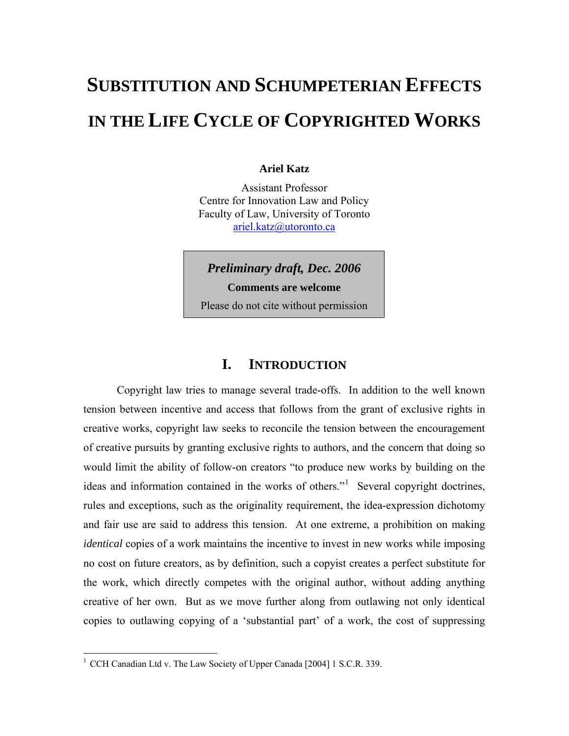# SUBSTITUTION AND SCHUMPETERIAN EFFECTS IN THE LIFE CYCLE OF COPYRIGHTED WORKS

**Ariel Katz**

Assistant Professor
Centre for Innovation Law and Policy
Faculty of Law, University of Toronto
ariel.katz@utoronto.ca

> ***Preliminary draft, Dec. 2006***
> **Comments are welcome**
> Please do not cite without permission

## I. INTRODUCTION

Copyright law tries to manage several trade-offs. In addition to the well known tension between incentive and access that follows from the grant of exclusive rights in creative works, copyright law seeks to reconcile the tension between the encouragement of creative pursuits by granting exclusive rights to authors, and the concern that doing so would limit the ability of follow-on creators "to produce new works by building on the ideas and information contained in the works of others."[1] Several copyright doctrines, rules and exceptions, such as the originality requirement, the idea-expression dichotomy and fair use are said to address this tension. At one extreme, a prohibition on making *identical* copies of a work maintains the incentive to invest in new works while imposing no cost on future creators, as by definition, such a copyist creates a perfect substitute for the work, which directly competes with the original author, without adding anything creative of her own. But as we move further along from outlawing not only identical copies to outlawing copying of a 'substantial part' of a work, the cost of suppressing

[1] CCH Canadian Ltd v. The Law Society of Upper Canada [2004] 1 S.C.R. 339.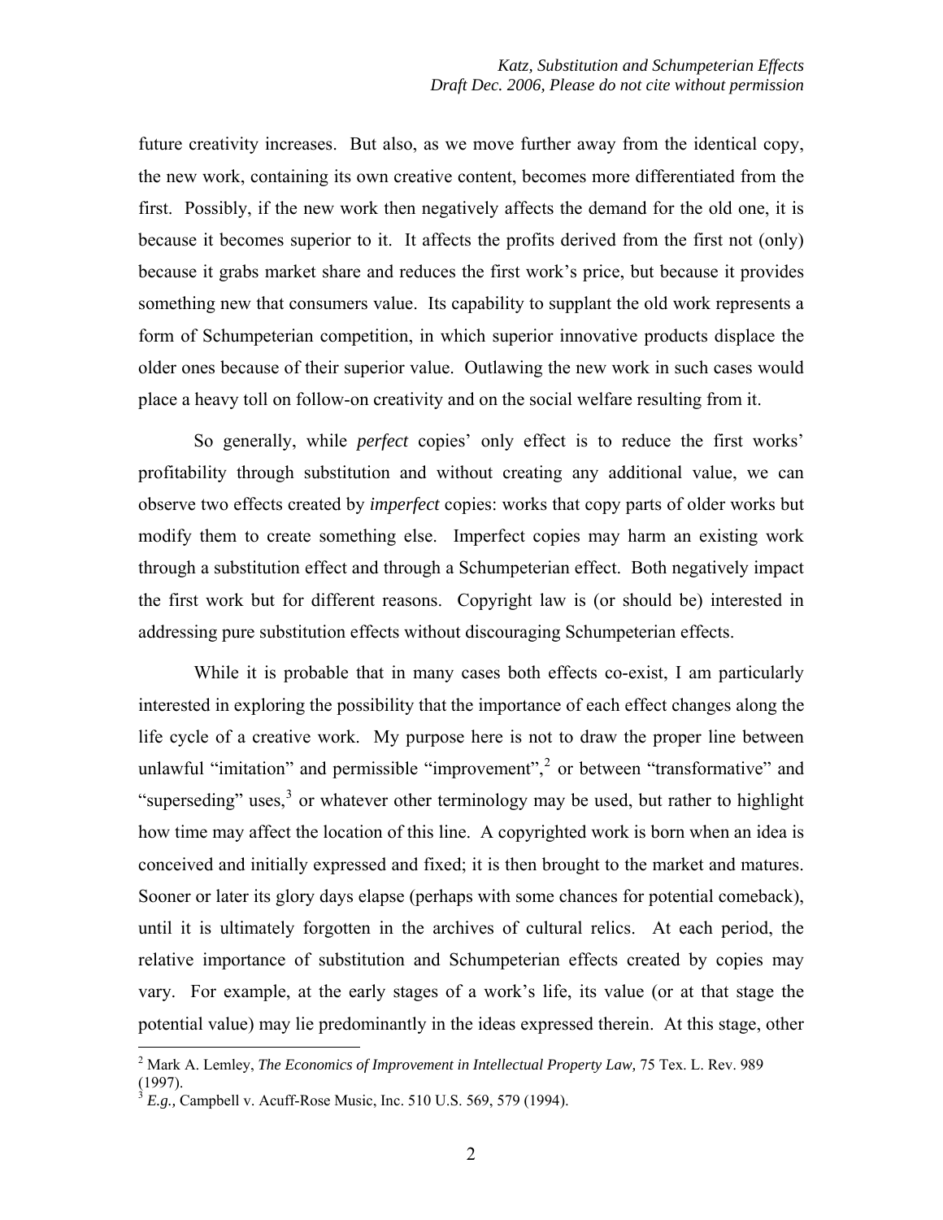future creativity increases. But also, as we move further away from the identical copy, the new work, containing its own creative content, becomes more differentiated from the first. Possibly, if the new work then negatively affects the demand for the old one, it is because it becomes superior to it. It affects the profits derived from the first not (only) because it grabs market share and reduces the first work's price, but because it provides something new that consumers value. Its capability to supplant the old work represents a form of Schumpeterian competition, in which superior innovative products displace the older ones because of their superior value. Outlawing the new work in such cases would place a heavy toll on follow-on creativity and on the social welfare resulting from it.

So generally, while *perfect* copies' only effect is to reduce the first works' profitability through substitution and without creating any additional value, we can observe two effects created by *imperfect* copies: works that copy parts of older works but modify them to create something else. Imperfect copies may harm an existing work through a substitution effect and through a Schumpeterian effect. Both negatively impact the first work but for different reasons. Copyright law is (or should be) interested in addressing pure substitution effects without discouraging Schumpeterian effects.

While it is probable that in many cases both effects co-exist, I am particularly interested in exploring the possibility that the importance of each effect changes along the life cycle of a creative work. My purpose here is not to draw the proper line between unlawful "imitation" and permissible "improvement",[2] or between "transformative" and "superseding" uses,[3] or whatever other terminology may be used, but rather to highlight how time may affect the location of this line. A copyrighted work is born when an idea is conceived and initially expressed and fixed; it is then brought to the market and matures. Sooner or later its glory days elapse (perhaps with some chances for potential comeback), until it is ultimately forgotten in the archives of cultural relics. At each period, the relative importance of substitution and Schumpeterian effects created by copies may vary. For example, at the early stages of a work's life, its value (or at that stage the potential value) may lie predominantly in the ideas expressed therein. At this stage, other

[2] Mark A. Lemley, *The Economics of Improvement in Intellectual Property Law,* 75 Tex. L. Rev. 989 (1997).

[3] *E.g.,* Campbell v. Acuff-Rose Music, Inc. 510 U.S. 569, 579 (1994).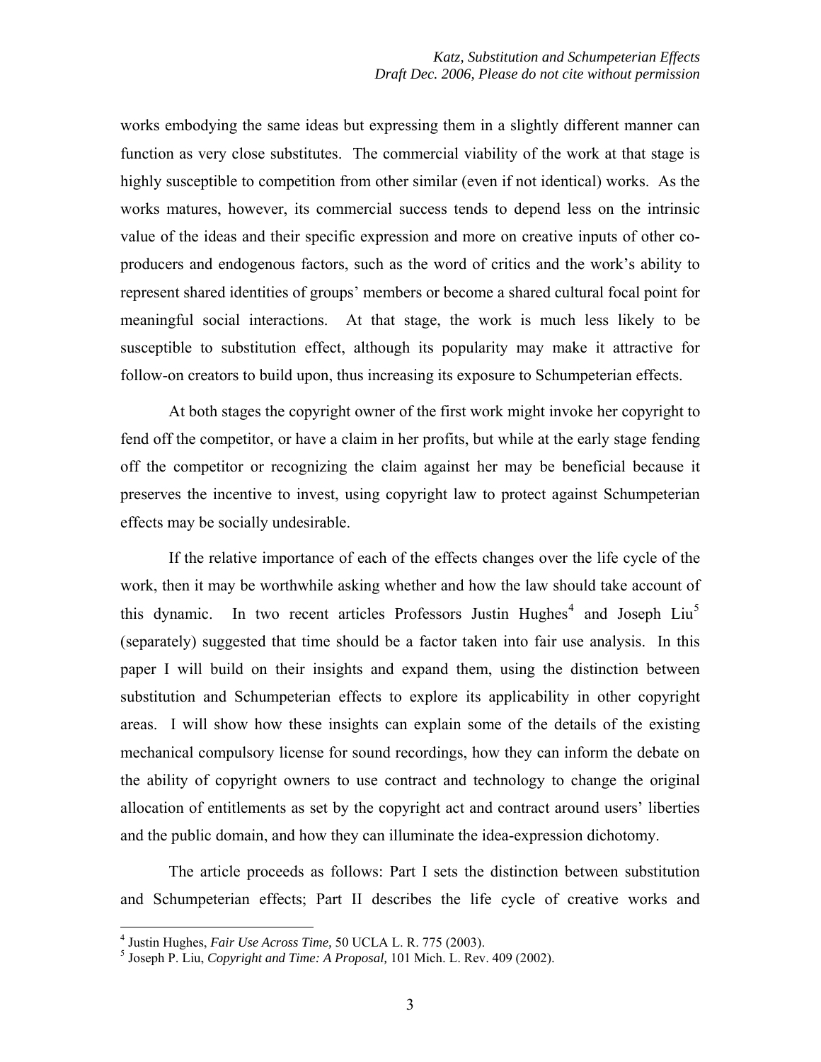works embodying the same ideas but expressing them in a slightly different manner can function as very close substitutes. The commercial viability of the work at that stage is highly susceptible to competition from other similar (even if not identical) works. As the works matures, however, its commercial success tends to depend less on the intrinsic value of the ideas and their specific expression and more on creative inputs of other co-producers and endogenous factors, such as the word of critics and the work's ability to represent shared identities of groups' members or become a shared cultural focal point for meaningful social interactions. At that stage, the work is much less likely to be susceptible to substitution effect, although its popularity may make it attractive for follow-on creators to build upon, thus increasing its exposure to Schumpeterian effects.

At both stages the copyright owner of the first work might invoke her copyright to fend off the competitor, or have a claim in her profits, but while at the early stage fending off the competitor or recognizing the claim against her may be beneficial because it preserves the incentive to invest, using copyright law to protect against Schumpeterian effects may be socially undesirable.

If the relative importance of each of the effects changes over the life cycle of the work, then it may be worthwhile asking whether and how the law should take account of this dynamic. In two recent articles Professors Justin Hughes[4] and Joseph Liu[5] (separately) suggested that time should be a factor taken into fair use analysis. In this paper I will build on their insights and expand them, using the distinction between substitution and Schumpeterian effects to explore its applicability in other copyright areas. I will show how these insights can explain some of the details of the existing mechanical compulsory license for sound recordings, how they can inform the debate on the ability of copyright owners to use contract and technology to change the original allocation of entitlements as set by the copyright act and contract around users' liberties and the public domain, and how they can illuminate the idea-expression dichotomy.

The article proceeds as follows: Part I sets the distinction between substitution and Schumpeterian effects; Part II describes the life cycle of creative works and

---

[4] Justin Hughes, *Fair Use Across Time,* 50 UCLA L. R. 775 (2003).

[5] Joseph P. Liu, *Copyright and Time: A Proposal,* 101 Mich. L. Rev. 409 (2002).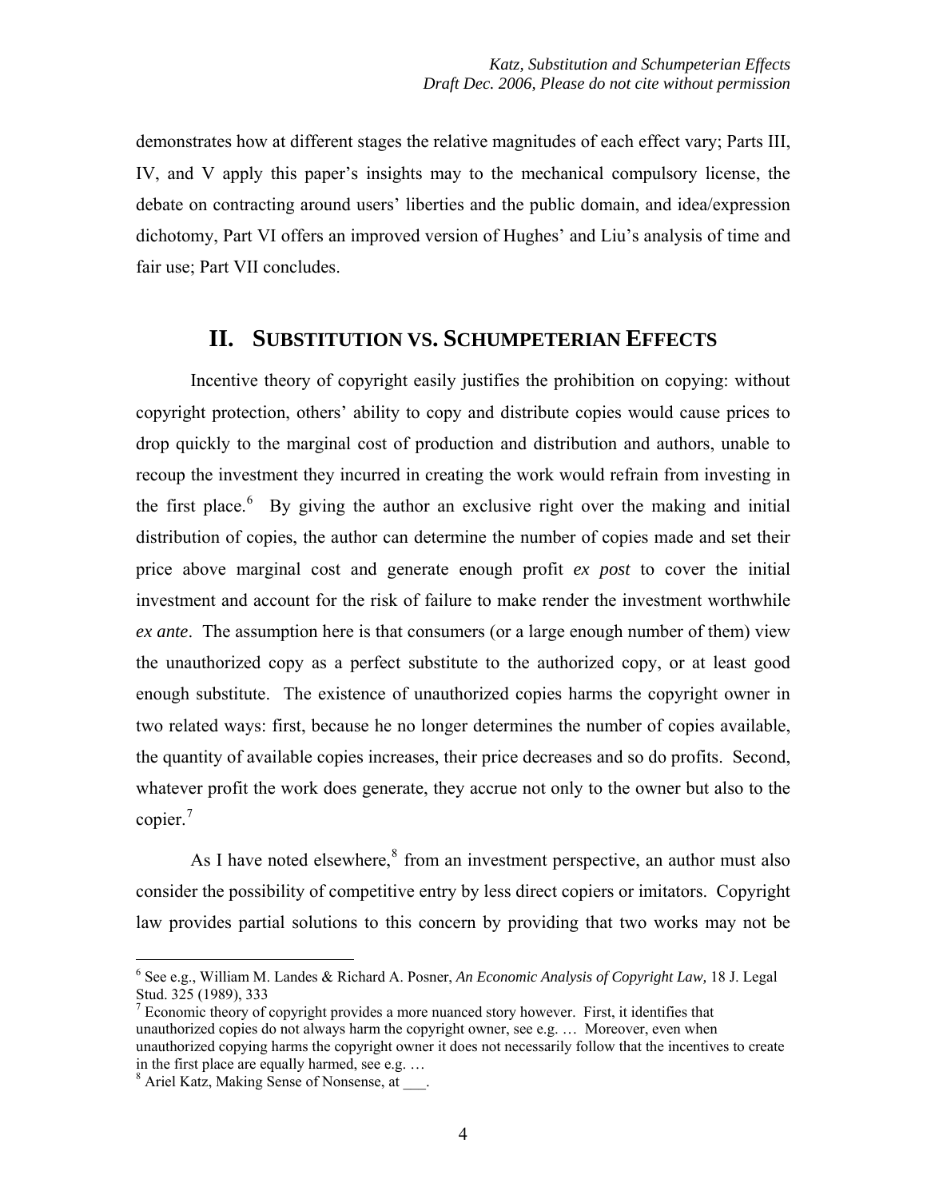demonstrates how at different stages the relative magnitudes of each effect vary; Parts III, IV, and V apply this paper's insights may to the mechanical compulsory license, the debate on contracting around users' liberties and the public domain, and idea/expression dichotomy, Part VI offers an improved version of Hughes' and Liu's analysis of time and fair use; Part VII concludes.

## II. SUBSTITUTION VS. SCHUMPETERIAN EFFECTS

Incentive theory of copyright easily justifies the prohibition on copying: without copyright protection, others' ability to copy and distribute copies would cause prices to drop quickly to the marginal cost of production and distribution and authors, unable to recoup the investment they incurred in creating the work would refrain from investing in the first place.[6] By giving the author an exclusive right over the making and initial distribution of copies, the author can determine the number of copies made and set their price above marginal cost and generate enough profit *ex post* to cover the initial investment and account for the risk of failure to make render the investment worthwhile *ex ante*. The assumption here is that consumers (or a large enough number of them) view the unauthorized copy as a perfect substitute to the authorized copy, or at least good enough substitute. The existence of unauthorized copies harms the copyright owner in two related ways: first, because he no longer determines the number of copies available, the quantity of available copies increases, their price decreases and so do profits. Second, whatever profit the work does generate, they accrue not only to the owner but also to the copier.[7]

As I have noted elsewhere,[8] from an investment perspective, an author must also consider the possibility of competitive entry by less direct copiers or imitators. Copyright law provides partial solutions to this concern by providing that two works may not be

---

[6] See e.g., William M. Landes & Richard A. Posner, *An Economic Analysis of Copyright Law,* 18 J. Legal Stud. 325 (1989), 333

[7] Economic theory of copyright provides a more nuanced story however. First, it identifies that unauthorized copies do not always harm the copyright owner, see e.g. … Moreover, even when unauthorized copying harms the copyright owner it does not necessarily follow that the incentives to create in the first place are equally harmed, see e.g. …

[8] Ariel Katz, Making Sense of Nonsense, at ___.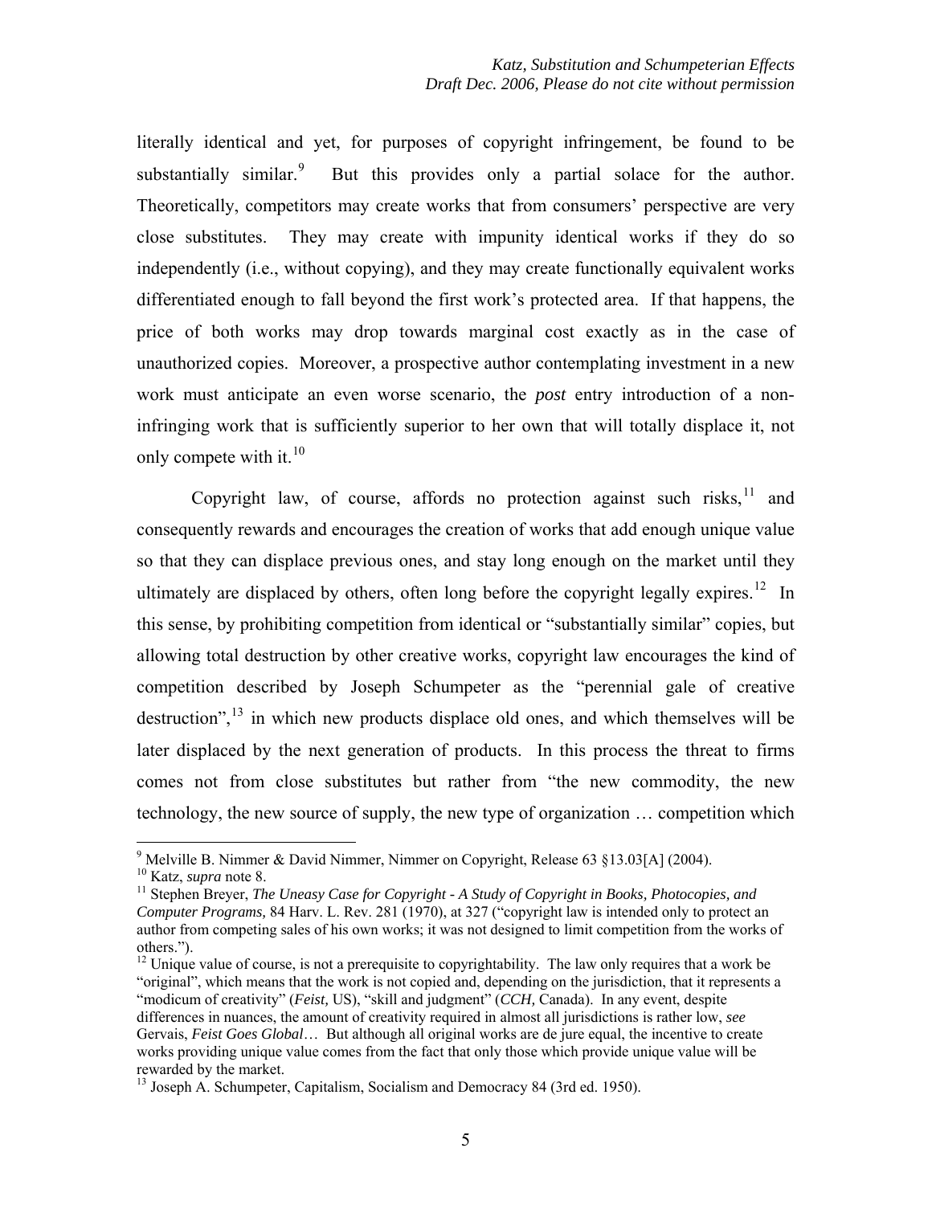literally identical and yet, for purposes of copyright infringement, be found to be substantially similar.[9] But this provides only a partial solace for the author. Theoretically, competitors may create works that from consumers' perspective are very close substitutes. They may create with impunity identical works if they do so independently (i.e., without copying), and they may create functionally equivalent works differentiated enough to fall beyond the first work's protected area. If that happens, the price of both works may drop towards marginal cost exactly as in the case of unauthorized copies. Moreover, a prospective author contemplating investment in a new work must anticipate an even worse scenario, the *post* entry introduction of a non-infringing work that is sufficiently superior to her own that will totally displace it, not only compete with it.[10]

Copyright law, of course, affords no protection against such risks,[11] and consequently rewards and encourages the creation of works that add enough unique value so that they can displace previous ones, and stay long enough on the market until they ultimately are displaced by others, often long before the copyright legally expires.[12] In this sense, by prohibiting competition from identical or "substantially similar" copies, but allowing total destruction by other creative works, copyright law encourages the kind of competition described by Joseph Schumpeter as the "perennial gale of creative destruction",[13] in which new products displace old ones, and which themselves will be later displaced by the next generation of products. In this process the threat to firms comes not from close substitutes but rather from "the new commodity, the new technology, the new source of supply, the new type of organization … competition which

---

[9] Melville B. Nimmer & David Nimmer, Nimmer on Copyright, Release 63 §13.03[A] (2004).

[10] Katz, *supra* note 8.

[11] Stephen Breyer, *The Uneasy Case for Copyright - A Study of Copyright in Books, Photocopies, and Computer Programs,* 84 Harv. L. Rev. 281 (1970), at 327 ("copyright law is intended only to protect an author from competing sales of his own works; it was not designed to limit competition from the works of others.").

[12] Unique value of course, is not a prerequisite to copyrightability. The law only requires that a work be "original", which means that the work is not copied and, depending on the jurisdiction, that it represents a "modicum of creativity" (*Feist,* US), "skill and judgment" (*CCH,* Canada). In any event, despite differences in nuances, the amount of creativity required in almost all jurisdictions is rather low, *see* Gervais, *Feist Goes Global*… But although all original works are de jure equal, the incentive to create works providing unique value comes from the fact that only those which provide unique value will be rewarded by the market.

[13] Joseph A. Schumpeter, Capitalism, Socialism and Democracy 84 (3rd ed. 1950).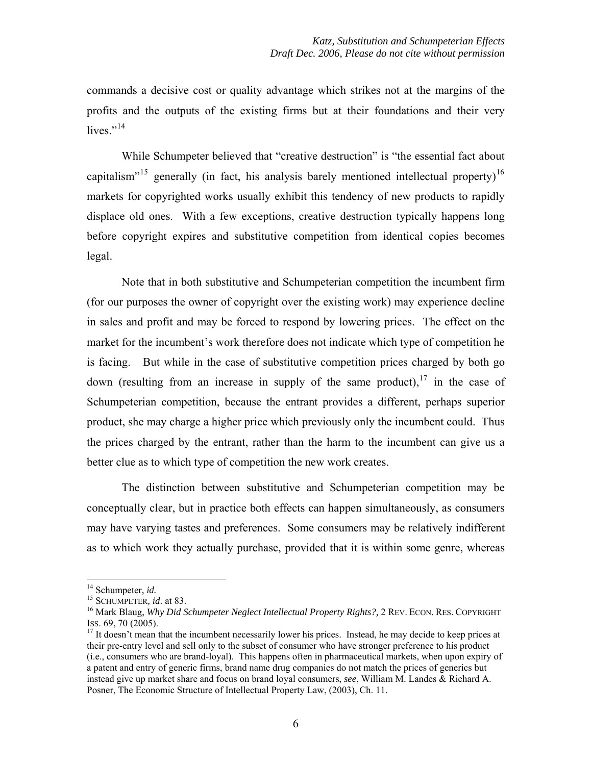commands a decisive cost or quality advantage which strikes not at the margins of the profits and the outputs of the existing firms but at their foundations and their very lives."[14]

While Schumpeter believed that "creative destruction" is "the essential fact about capitalism"[15] generally (in fact, his analysis barely mentioned intellectual property)[16] markets for copyrighted works usually exhibit this tendency of new products to rapidly displace old ones. With a few exceptions, creative destruction typically happens long before copyright expires and substitutive competition from identical copies becomes legal.

Note that in both substitutive and Schumpeterian competition the incumbent firm (for our purposes the owner of copyright over the existing work) may experience decline in sales and profit and may be forced to respond by lowering prices. The effect on the market for the incumbent's work therefore does not indicate which type of competition he is facing. But while in the case of substitutive competition prices charged by both go down (resulting from an increase in supply of the same product),[17] in the case of Schumpeterian competition, because the entrant provides a different, perhaps superior product, she may charge a higher price which previously only the incumbent could. Thus the prices charged by the entrant, rather than the harm to the incumbent can give us a better clue as to which type of competition the new work creates.

The distinction between substitutive and Schumpeterian competition may be conceptually clear, but in practice both effects can happen simultaneously, as consumers may have varying tastes and preferences. Some consumers may be relatively indifferent as to which work they actually purchase, provided that it is within some genre, whereas

---

[14] Schumpeter, *id.*

[15] SCHUMPETER, *id*. at 83.

[16] Mark Blaug, *Why Did Schumpeter Neglect Intellectual Property Rights?*, 2 REV. ECON. RES. COPYRIGHT ISS. 69, 70 (2005).

[17] It doesn't mean that the incumbent necessarily lower his prices. Instead, he may decide to keep prices at their pre-entry level and sell only to the subset of consumer who have stronger preference to his product (i.e., consumers who are brand-loyal). This happens often in pharmaceutical markets, when upon expiry of a patent and entry of generic firms, brand name drug companies do not match the prices of generics but instead give up market share and focus on brand loyal consumers, *see*, William M. Landes & Richard A. Posner, The Economic Structure of Intellectual Property Law, (2003), Ch. 11.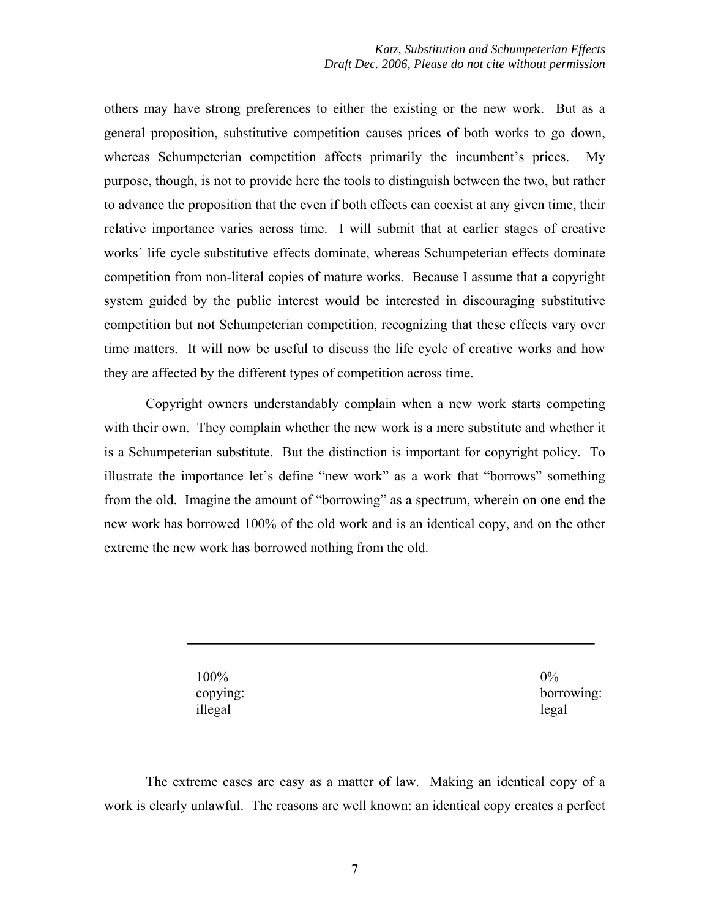others may have strong preferences to either the existing or the new work. But as a general proposition, substitutive competition causes prices of both works to go down, whereas Schumpeterian competition affects primarily the incumbent's prices. My purpose, though, is not to provide here the tools to distinguish between the two, but rather to advance the proposition that the even if both effects can coexist at any given time, their relative importance varies across time. I will submit that at earlier stages of creative works' life cycle substitutive effects dominate, whereas Schumpeterian effects dominate competition from non-literal copies of mature works. Because I assume that a copyright system guided by the public interest would be interested in discouraging substitutive competition but not Schumpeterian competition, recognizing that these effects vary over time matters. It will now be useful to discuss the life cycle of creative works and how they are affected by the different types of competition across time.

Copyright owners understandably complain when a new work starts competing with their own. They complain whether the new work is a mere substitute and whether it is a Schumpeterian substitute. But the distinction is important for copyright policy. To illustrate the importance let's define "new work" as a work that "borrows" something from the old. Imagine the amount of "borrowing" as a spectrum, wherein on one end the new work has borrowed 100% of the old work and is an identical copy, and on the other extreme the new work has borrowed nothing from the old.

| 100% copying: illegal | 0% borrowing: legal |
|---|---|

The extreme cases are easy as a matter of law. Making an identical copy of a work is clearly unlawful. The reasons are well known: an identical copy creates a perfect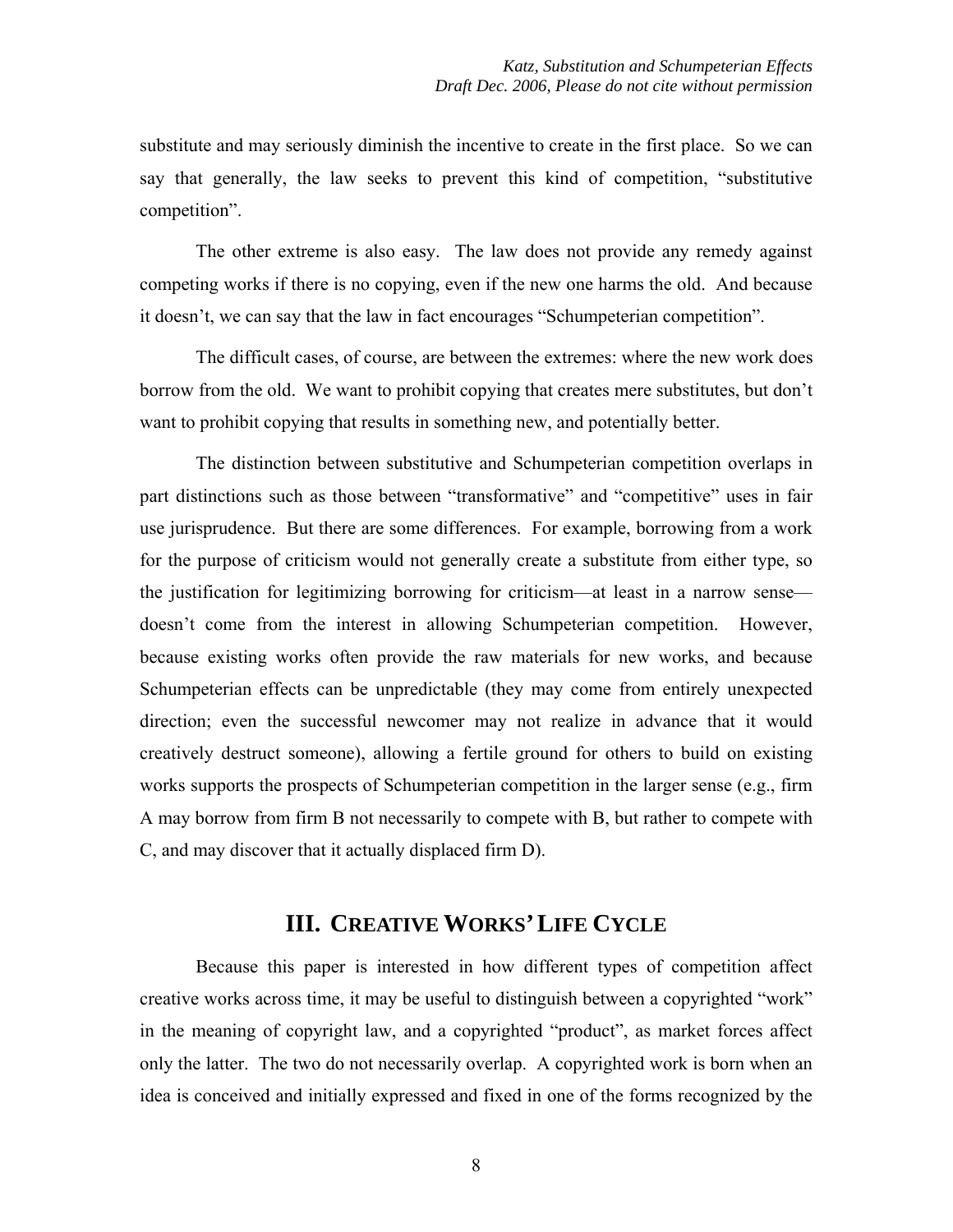substitute and may seriously diminish the incentive to create in the first place. So we can say that generally, the law seeks to prevent this kind of competition, "substitutive competition".

The other extreme is also easy. The law does not provide any remedy against competing works if there is no copying, even if the new one harms the old. And because it doesn't, we can say that the law in fact encourages "Schumpeterian competition".

The difficult cases, of course, are between the extremes: where the new work does borrow from the old. We want to prohibit copying that creates mere substitutes, but don't want to prohibit copying that results in something new, and potentially better.

The distinction between substitutive and Schumpeterian competition overlaps in part distinctions such as those between "transformative" and "competitive" uses in fair use jurisprudence. But there are some differences. For example, borrowing from a work for the purpose of criticism would not generally create a substitute from either type, so the justification for legitimizing borrowing for criticism—at least in a narrow sense—doesn't come from the interest in allowing Schumpeterian competition. However, because existing works often provide the raw materials for new works, and because Schumpeterian effects can be unpredictable (they may come from entirely unexpected direction; even the successful newcomer may not realize in advance that it would creatively destruct someone), allowing a fertile ground for others to build on existing works supports the prospects of Schumpeterian competition in the larger sense (e.g., firm A may borrow from firm B not necessarily to compete with B, but rather to compete with C, and may discover that it actually displaced firm D).

## III. Creative Works' Life Cycle

Because this paper is interested in how different types of competition affect creative works across time, it may be useful to distinguish between a copyrighted "work" in the meaning of copyright law, and a copyrighted "product", as market forces affect only the latter. The two do not necessarily overlap. A copyrighted work is born when an idea is conceived and initially expressed and fixed in one of the forms recognized by the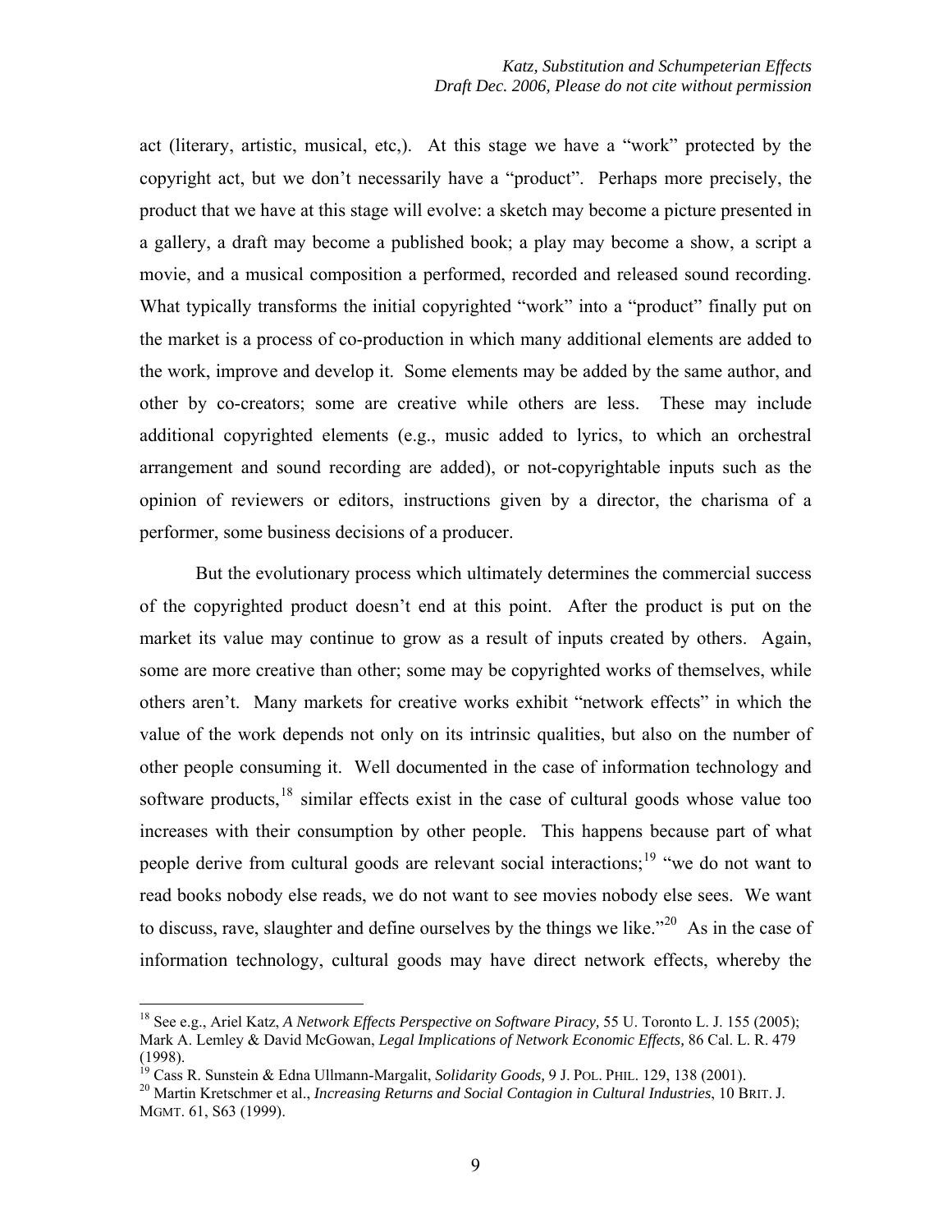act (literary, artistic, musical, etc,). At this stage we have a "work" protected by the copyright act, but we don't necessarily have a "product". Perhaps more precisely, the product that we have at this stage will evolve: a sketch may become a picture presented in a gallery, a draft may become a published book; a play may become a show, a script a movie, and a musical composition a performed, recorded and released sound recording. What typically transforms the initial copyrighted "work" into a "product" finally put on the market is a process of co-production in which many additional elements are added to the work, improve and develop it. Some elements may be added by the same author, and other by co-creators; some are creative while others are less. These may include additional copyrighted elements (e.g., music added to lyrics, to which an orchestral arrangement and sound recording are added), or not-copyrightable inputs such as the opinion of reviewers or editors, instructions given by a director, the charisma of a performer, some business decisions of a producer.

But the evolutionary process which ultimately determines the commercial success of the copyrighted product doesn't end at this point. After the product is put on the market its value may continue to grow as a result of inputs created by others. Again, some are more creative than other; some may be copyrighted works of themselves, while others aren't. Many markets for creative works exhibit "network effects" in which the value of the work depends not only on its intrinsic qualities, but also on the number of other people consuming it. Well documented in the case of information technology and software products,[18] similar effects exist in the case of cultural goods whose value too increases with their consumption by other people. This happens because part of what people derive from cultural goods are relevant social interactions;[19] "we do not want to read books nobody else reads, we do not want to see movies nobody else sees. We want to discuss, rave, slaughter and define ourselves by the things we like."[20] As in the case of information technology, cultural goods may have direct network effects, whereby the

---

[18] See e.g., Ariel Katz, *A Network Effects Perspective on Software Piracy,* 55 U. Toronto L. J. 155 (2005); Mark A. Lemley & David McGowan, *Legal Implications of Network Economic Effects,* 86 Cal. L. R. 479 (1998).

[19] Cass R. Sunstein & Edna Ullmann-Margalit, *Solidarity Goods,* 9 J. POL. PHIL. 129, 138 (2001).

[20] Martin Kretschmer et al., *Increasing Returns and Social Contagion in Cultural Industries*, 10 BRIT. J. MGMT. 61, S63 (1999).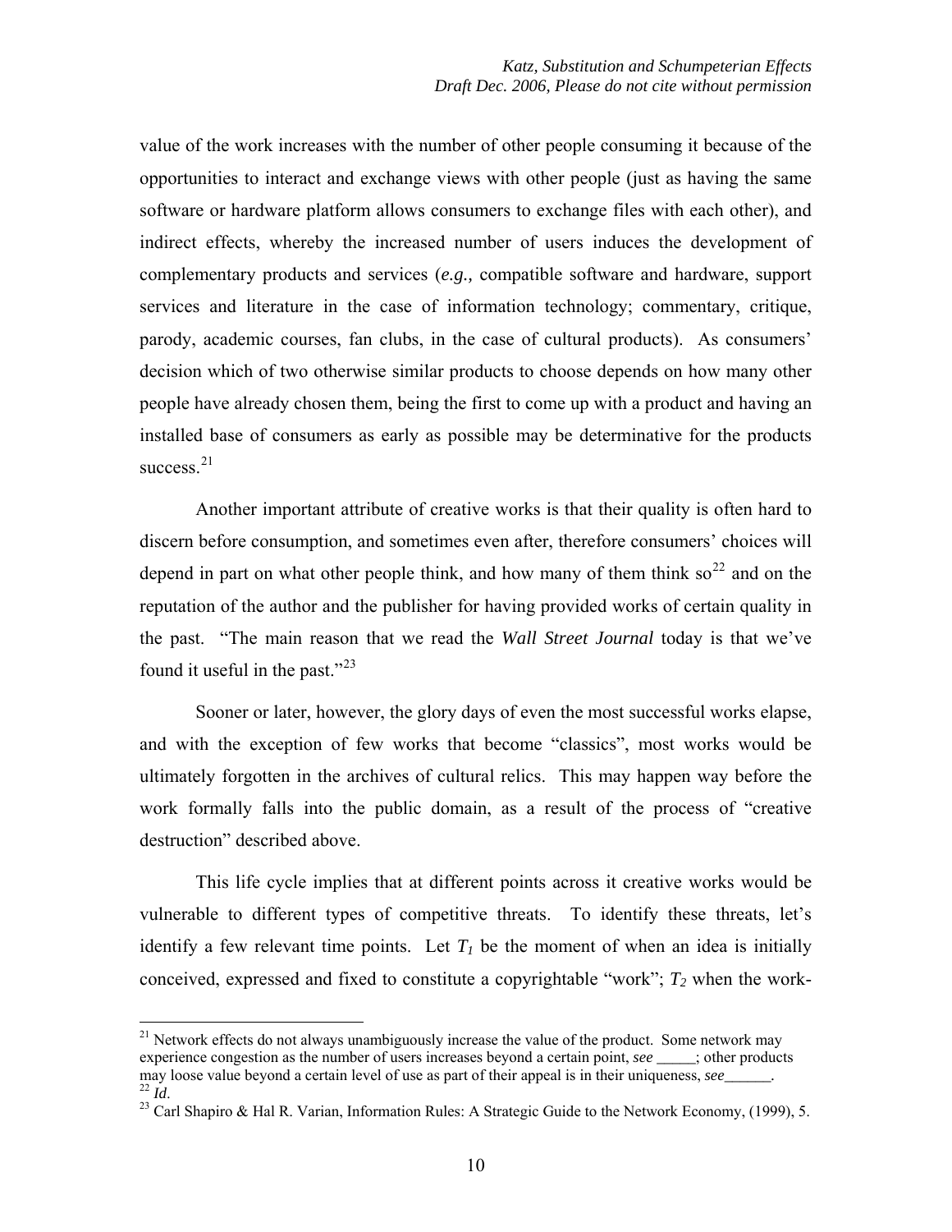value of the work increases with the number of other people consuming it because of the opportunities to interact and exchange views with other people (just as having the same software or hardware platform allows consumers to exchange files with each other), and indirect effects, whereby the increased number of users induces the development of complementary products and services (*e.g.,* compatible software and hardware, support services and literature in the case of information technology; commentary, critique, parody, academic courses, fan clubs, in the case of cultural products). As consumers' decision which of two otherwise similar products to choose depends on how many other people have already chosen them, being the first to come up with a product and having an installed base of consumers as early as possible may be determinative for the products success.[21]

Another important attribute of creative works is that their quality is often hard to discern before consumption, and sometimes even after, therefore consumers' choices will depend in part on what other people think, and how many of them think so[22] and on the reputation of the author and the publisher for having provided works of certain quality in the past. "The main reason that we read the *Wall Street Journal* today is that we've found it useful in the past."[23]

Sooner or later, however, the glory days of even the most successful works elapse, and with the exception of few works that become "classics", most works would be ultimately forgotten in the archives of cultural relics. This may happen way before the work formally falls into the public domain, as a result of the process of "creative destruction" described above.

This life cycle implies that at different points across it creative works would be vulnerable to different types of competitive threats. To identify these threats, let's identify a few relevant time points. Let $T_1$ be the moment of when an idea is initially conceived, expressed and fixed to constitute a copyrightable "work"; $T_2$ when the work-

---

[21] Network effects do not always unambiguously increase the value of the product. Some network may experience congestion as the number of users increases beyond a certain point, *see* _____; other products may loose value beyond a certain level of use as part of their appeal is in their uniqueness, *see*______.

[22] *Id*.

[23] Carl Shapiro & Hal R. Varian, Information Rules: A Strategic Guide to the Network Economy, (1999), 5.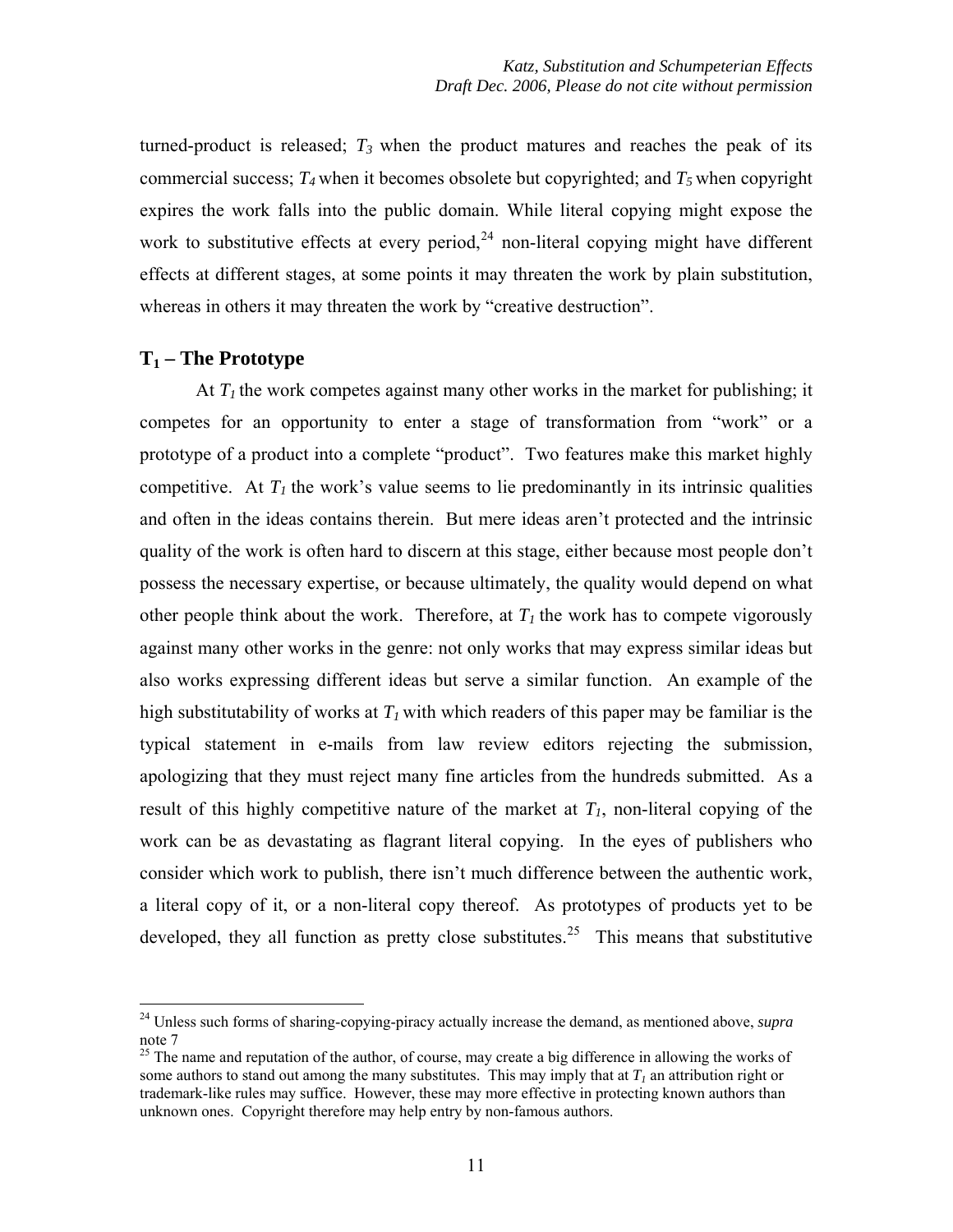turned-product is released; $T_3$ when the product matures and reaches the peak of its commercial success; $T_4$ when it becomes obsolete but copyrighted; and $T_5$ when copyright expires the work falls into the public domain. While literal copying might expose the work to substitutive effects at every period,[24] non-literal copying might have different effects at different stages, at some points it may threaten the work by plain substitution, whereas in others it may threaten the work by "creative destruction".

## $T_1$ – The Prototype

At $T_1$ the work competes against many other works in the market for publishing; it competes for an opportunity to enter a stage of transformation from "work" or a prototype of a product into a complete "product". Two features make this market highly competitive. At $T_1$ the work's value seems to lie predominantly in its intrinsic qualities and often in the ideas contains therein. But mere ideas aren't protected and the intrinsic quality of the work is often hard to discern at this stage, either because most people don't possess the necessary expertise, or because ultimately, the quality would depend on what other people think about the work. Therefore, at $T_1$ the work has to compete vigorously against many other works in the genre: not only works that may express similar ideas but also works expressing different ideas but serve a similar function. An example of the high substitutability of works at $T_1$ with which readers of this paper may be familiar is the typical statement in e-mails from law review editors rejecting the submission, apologizing that they must reject many fine articles from the hundreds submitted. As a result of this highly competitive nature of the market at $T_1$, non-literal copying of the work can be as devastating as flagrant literal copying. In the eyes of publishers who consider which work to publish, there isn't much difference between the authentic work, a literal copy of it, or a non-literal copy thereof. As prototypes of products yet to be developed, they all function as pretty close substitutes.[25] This means that substitutive

---

[24] Unless such forms of sharing-copying-piracy actually increase the demand, as mentioned above, *supra* note 7

[25] The name and reputation of the author, of course, may create a big difference in allowing the works of some authors to stand out among the many substitutes. This may imply that at $T_1$ an attribution right or trademark-like rules may suffice. However, these may more effective in protecting known authors than unknown ones. Copyright therefore may help entry by non-famous authors.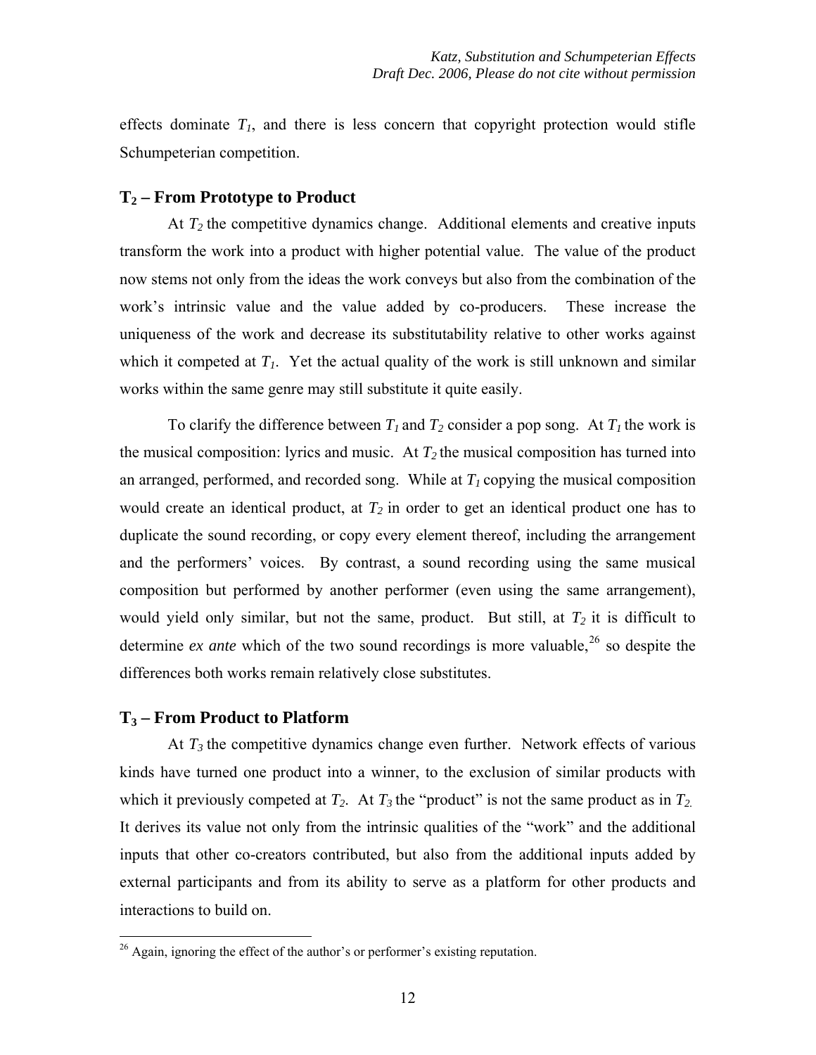effects dominate $T_1$, and there is less concern that copyright protection would stifle Schumpeterian competition.

## $T_2$ – From Prototype to Product

At $T_2$ the competitive dynamics change. Additional elements and creative inputs transform the work into a product with higher potential value. The value of the product now stems not only from the ideas the work conveys but also from the combination of the work's intrinsic value and the value added by co-producers. These increase the uniqueness of the work and decrease its substitutability relative to other works against which it competed at $T_1$. Yet the actual quality of the work is still unknown and similar works within the same genre may still substitute it quite easily.

To clarify the difference between $T_1$ and $T_2$ consider a pop song. At $T_1$ the work is the musical composition: lyrics and music. At $T_2$ the musical composition has turned into an arranged, performed, and recorded song. While at $T_1$ copying the musical composition would create an identical product, at $T_2$ in order to get an identical product one has to duplicate the sound recording, or copy every element thereof, including the arrangement and the performers' voices. By contrast, a sound recording using the same musical composition but performed by another performer (even using the same arrangement), would yield only similar, but not the same, product. But still, at $T_2$ it is difficult to determine *ex ante* which of the two sound recordings is more valuable,[26] so despite the differences both works remain relatively close substitutes.

## $T_3$ – From Product to Platform

At $T_3$ the competitive dynamics change even further. Network effects of various kinds have turned one product into a winner, to the exclusion of similar products with which it previously competed at $T_2$. At $T_3$ the "product" is not the same product as in $T_2$. It derives its value not only from the intrinsic qualities of the "work" and the additional inputs that other co-creators contributed, but also from the additional inputs added by external participants and from its ability to serve as a platform for other products and interactions to build on.

[26] Again, ignoring the effect of the author's or performer's existing reputation.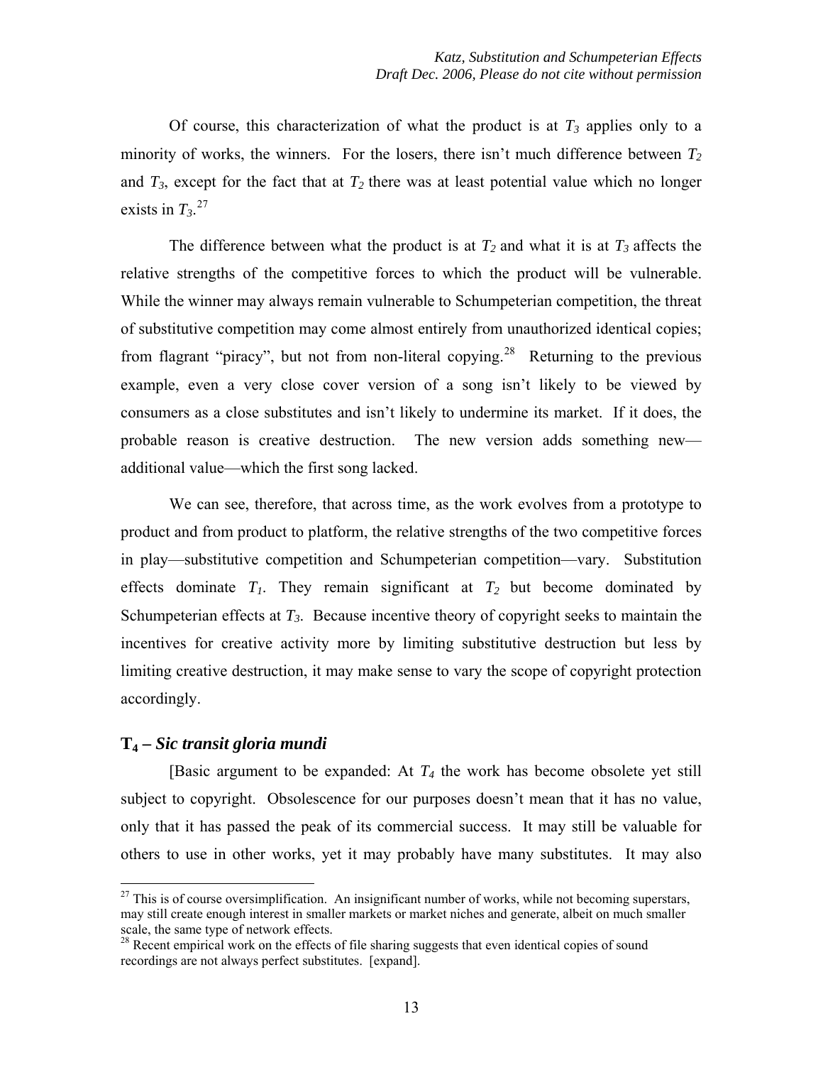Of course, this characterization of what the product is at $T_3$ applies only to a minority of works, the winners. For the losers, there isn't much difference between $T_2$ and $T_3$, except for the fact that at $T_2$ there was at least potential value which no longer exists in $T_3$.[27]

The difference between what the product is at $T_2$ and what it is at $T_3$ affects the relative strengths of the competitive forces to which the product will be vulnerable. While the winner may always remain vulnerable to Schumpeterian competition, the threat of substitutive competition may come almost entirely from unauthorized identical copies; from flagrant "piracy", but not from non-literal copying.[28] Returning to the previous example, even a very close cover version of a song isn't likely to be viewed by consumers as a close substitutes and isn't likely to undermine its market. If it does, the probable reason is creative destruction. The new version adds something new—additional value—which the first song lacked.

We can see, therefore, that across time, as the work evolves from a prototype to product and from product to platform, the relative strengths of the two competitive forces in play—substitutive competition and Schumpeterian competition—vary. Substitution effects dominate $T_1$. They remain significant at $T_2$ but become dominated by Schumpeterian effects at $T_3$. Because incentive theory of copyright seeks to maintain the incentives for creative activity more by limiting substitutive destruction but less by limiting creative destruction, it may make sense to vary the scope of copyright protection accordingly.

## $T_4$ – *Sic transit gloria mundi*

[Basic argument to be expanded: At $T_4$ the work has become obsolete yet still subject to copyright. Obsolescence for our purposes doesn't mean that it has no value, only that it has passed the peak of its commercial success. It may still be valuable for others to use in other works, yet it may probably have many substitutes. It may also

---

[27] This is of course oversimplification. An insignificant number of works, while not becoming superstars, may still create enough interest in smaller markets or market niches and generate, albeit on much smaller scale, the same type of network effects.

[28] Recent empirical work on the effects of file sharing suggests that even identical copies of sound recordings are not always perfect substitutes. [expand].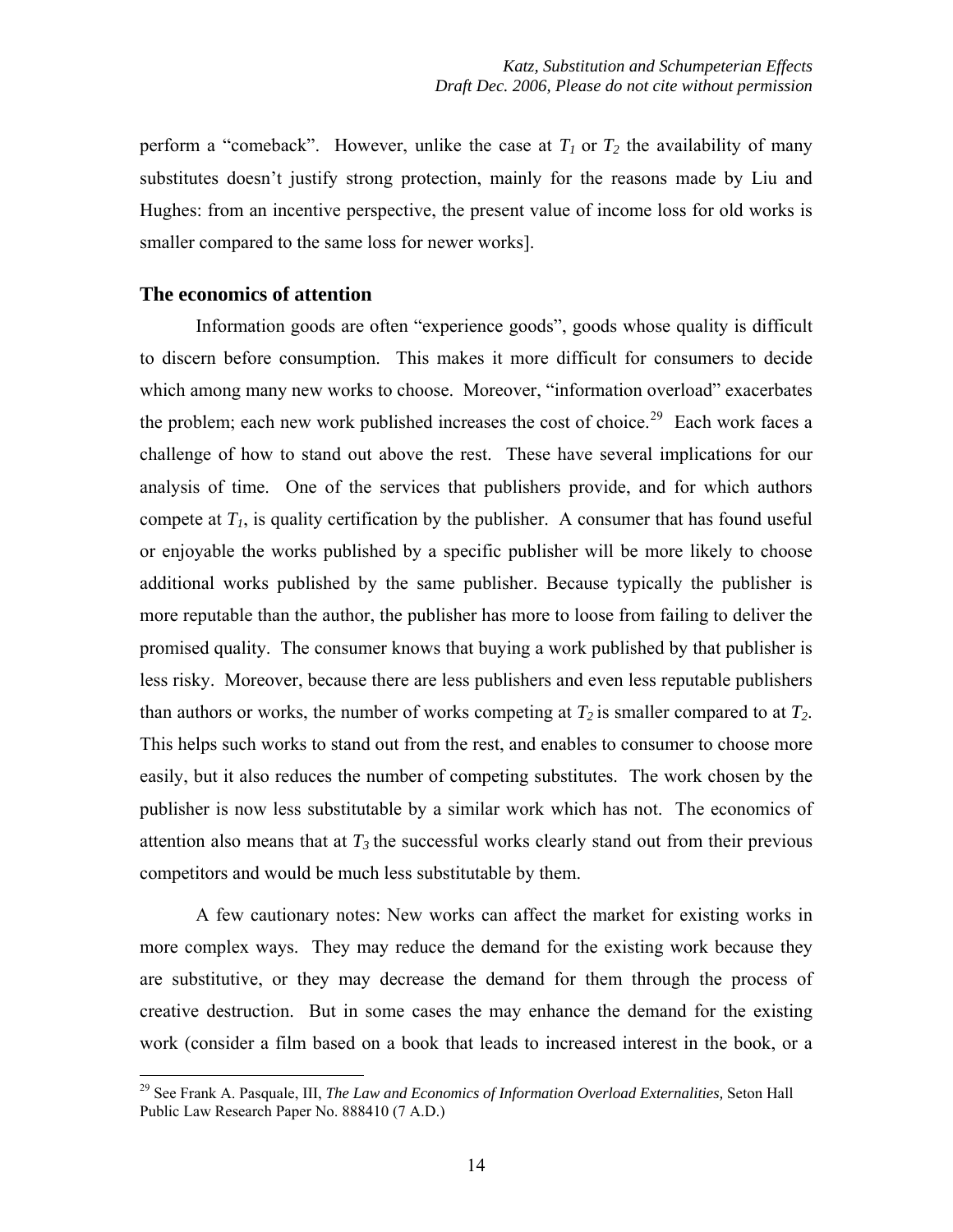perform a "comeback". However, unlike the case at $T_1$ or $T_2$ the availability of many substitutes doesn't justify strong protection, mainly for the reasons made by Liu and Hughes: from an incentive perspective, the present value of income loss for old works is smaller compared to the same loss for newer works].

### The economics of attention

Information goods are often "experience goods", goods whose quality is difficult to discern before consumption. This makes it more difficult for consumers to decide which among many new works to choose. Moreover, "information overload" exacerbates the problem; each new work published increases the cost of choice.[29] Each work faces a challenge of how to stand out above the rest. These have several implications for our analysis of time. One of the services that publishers provide, and for which authors compete at $T_1$, is quality certification by the publisher. A consumer that has found useful or enjoyable the works published by a specific publisher will be more likely to choose additional works published by the same publisher. Because typically the publisher is more reputable than the author, the publisher has more to loose from failing to deliver the promised quality. The consumer knows that buying a work published by that publisher is less risky. Moreover, because there are less publishers and even less reputable publishers than authors or works, the number of works competing at $T_2$ is smaller compared to at $T_2$. This helps such works to stand out from the rest, and enables to consumer to choose more easily, but it also reduces the number of competing substitutes. The work chosen by the publisher is now less substitutable by a similar work which has not. The economics of attention also means that at $T_3$ the successful works clearly stand out from their previous competitors and would be much less substitutable by them.

A few cautionary notes: New works can affect the market for existing works in more complex ways. They may reduce the demand for the existing work because they are substitutive, or they may decrease the demand for them through the process of creative destruction. But in some cases the may enhance the demand for the existing work (consider a film based on a book that leads to increased interest in the book, or a

---

[29] See Frank A. Pasquale, III, *The Law and Economics of Information Overload Externalities,* Seton Hall Public Law Research Paper No. 888410 (7 A.D.)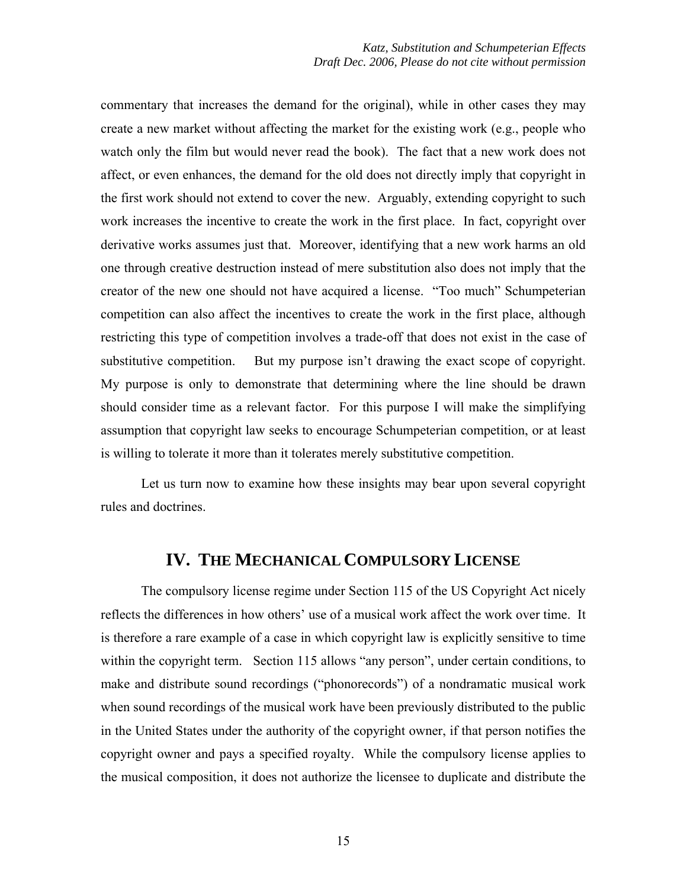commentary that increases the demand for the original), while in other cases they may create a new market without affecting the market for the existing work (e.g., people who watch only the film but would never read the book). The fact that a new work does not affect, or even enhances, the demand for the old does not directly imply that copyright in the first work should not extend to cover the new. Arguably, extending copyright to such work increases the incentive to create the work in the first place. In fact, copyright over derivative works assumes just that. Moreover, identifying that a new work harms an old one through creative destruction instead of mere substitution also does not imply that the creator of the new one should not have acquired a license. "Too much" Schumpeterian competition can also affect the incentives to create the work in the first place, although restricting this type of competition involves a trade-off that does not exist in the case of substitutive competition. But my purpose isn't drawing the exact scope of copyright. My purpose is only to demonstrate that determining where the line should be drawn should consider time as a relevant factor. For this purpose I will make the simplifying assumption that copyright law seeks to encourage Schumpeterian competition, or at least is willing to tolerate it more than it tolerates merely substitutive competition.

Let us turn now to examine how these insights may bear upon several copyright rules and doctrines.

## IV. THE MECHANICAL COMPULSORY LICENSE

The compulsory license regime under Section 115 of the US Copyright Act nicely reflects the differences in how others' use of a musical work affect the work over time. It is therefore a rare example of a case in which copyright law is explicitly sensitive to time within the copyright term. Section 115 allows "any person", under certain conditions, to make and distribute sound recordings ("phonorecords") of a nondramatic musical work when sound recordings of the musical work have been previously distributed to the public in the United States under the authority of the copyright owner, if that person notifies the copyright owner and pays a specified royalty. While the compulsory license applies to the musical composition, it does not authorize the licensee to duplicate and distribute the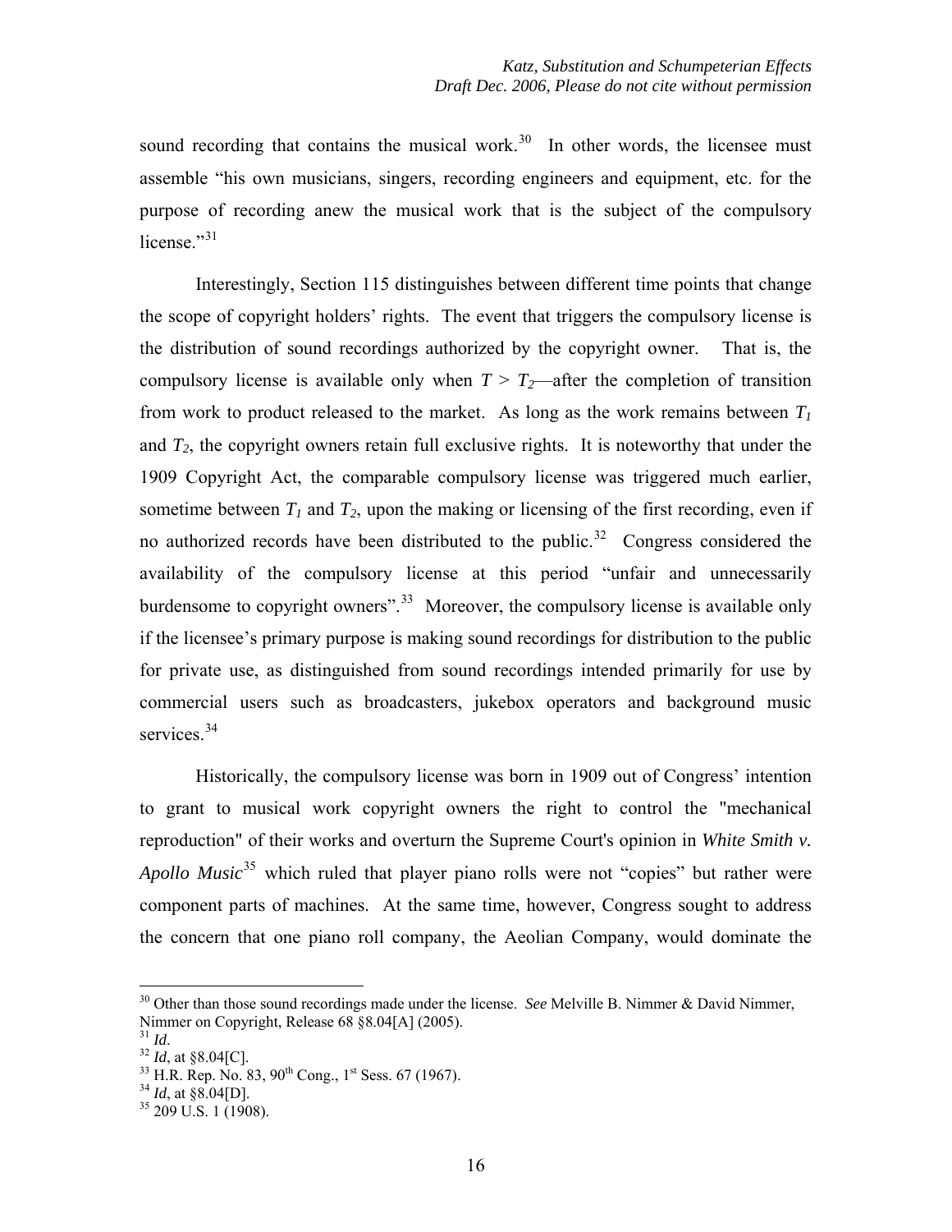sound recording that contains the musical work.[30] In other words, the licensee must assemble "his own musicians, singers, recording engineers and equipment, etc. for the purpose of recording anew the musical work that is the subject of the compulsory license."[31]

Interestingly, Section 115 distinguishes between different time points that change the scope of copyright holders' rights. The event that triggers the compulsory license is the distribution of sound recordings authorized by the copyright owner. That is, the compulsory license is available only when $T > T_2$—after the completion of transition from work to product released to the market. As long as the work remains between $T_1$ and $T_2$, the copyright owners retain full exclusive rights. It is noteworthy that under the 1909 Copyright Act, the comparable compulsory license was triggered much earlier, sometime between $T_1$ and $T_2$, upon the making or licensing of the first recording, even if no authorized records have been distributed to the public.[32] Congress considered the availability of the compulsory license at this period "unfair and unnecessarily burdensome to copyright owners".[33] Moreover, the compulsory license is available only if the licensee's primary purpose is making sound recordings for distribution to the public for private use, as distinguished from sound recordings intended primarily for use by commercial users such as broadcasters, jukebox operators and background music services.[34]

Historically, the compulsory license was born in 1909 out of Congress' intention to grant to musical work copyright owners the right to control the "mechanical reproduction" of their works and overturn the Supreme Court's opinion in *White Smith v. Apollo Music*[35] which ruled that player piano rolls were not "copies" but rather were component parts of machines. At the same time, however, Congress sought to address the concern that one piano roll company, the Aeolian Company, would dominate the

---

[30] Other than those sound recordings made under the license. *See* Melville B. Nimmer & David Nimmer, Nimmer on Copyright, Release 68 §8.04[A] (2005).

[31] *Id*.

[32] *Id*, at §8.04[C].

[33] H.R. Rep. No. 83, 90th Cong., 1st Sess. 67 (1967).

[34] *Id*, at §8.04[D].

[35] 209 U.S. 1 (1908).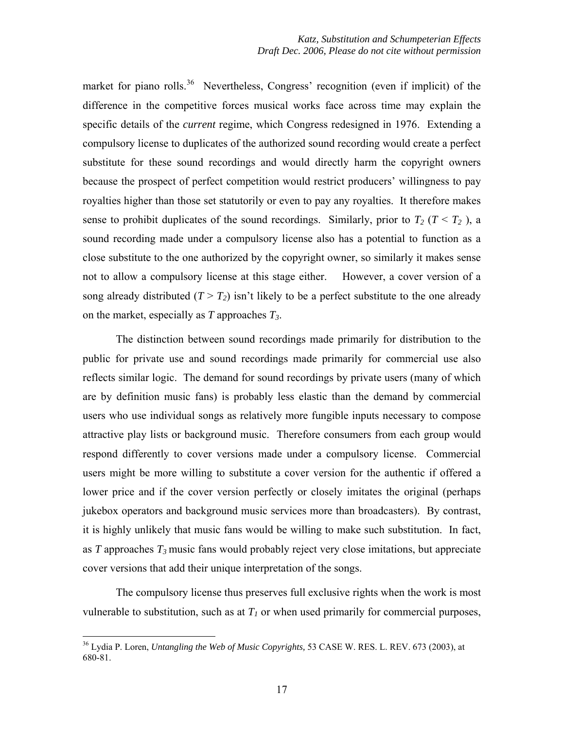market for piano rolls.[36] Nevertheless, Congress' recognition (even if implicit) of the difference in the competitive forces musical works face across time may explain the specific details of the *current* regime, which Congress redesigned in 1976. Extending a compulsory license to duplicates of the authorized sound recording would create a perfect substitute for these sound recordings and would directly harm the copyright owners because the prospect of perfect competition would restrict producers' willingness to pay royalties higher than those set statutorily or even to pay any royalties. It therefore makes sense to prohibit duplicates of the sound recordings. Similarly, prior to $T_2$ ($T < T_2$), a sound recording made under a compulsory license also has a potential to function as a close substitute to the one authorized by the copyright owner, so similarly it makes sense not to allow a compulsory license at this stage either. However, a cover version of a song already distributed ($T > T_2$) isn't likely to be a perfect substitute to the one already on the market, especially as $T$ approaches $T_3$.

The distinction between sound recordings made primarily for distribution to the public for private use and sound recordings made primarily for commercial use also reflects similar logic. The demand for sound recordings by private users (many of which are by definition music fans) is probably less elastic than the demand by commercial users who use individual songs as relatively more fungible inputs necessary to compose attractive play lists or background music. Therefore consumers from each group would respond differently to cover versions made under a compulsory license. Commercial users might be more willing to substitute a cover version for the authentic if offered a lower price and if the cover version perfectly or closely imitates the original (perhaps jukebox operators and background music services more than broadcasters). By contrast, it is highly unlikely that music fans would be willing to make such substitution. In fact, as $T$ approaches $T_3$ music fans would probably reject very close imitations, but appreciate cover versions that add their unique interpretation of the songs.

The compulsory license thus preserves full exclusive rights when the work is most vulnerable to substitution, such as at $T_1$ or when used primarily for commercial purposes,

[36] Lydia P. Loren, *Untangling the Web of Music Copyrights,* 53 CASE W. RES. L. REV. 673 (2003), at 680-81.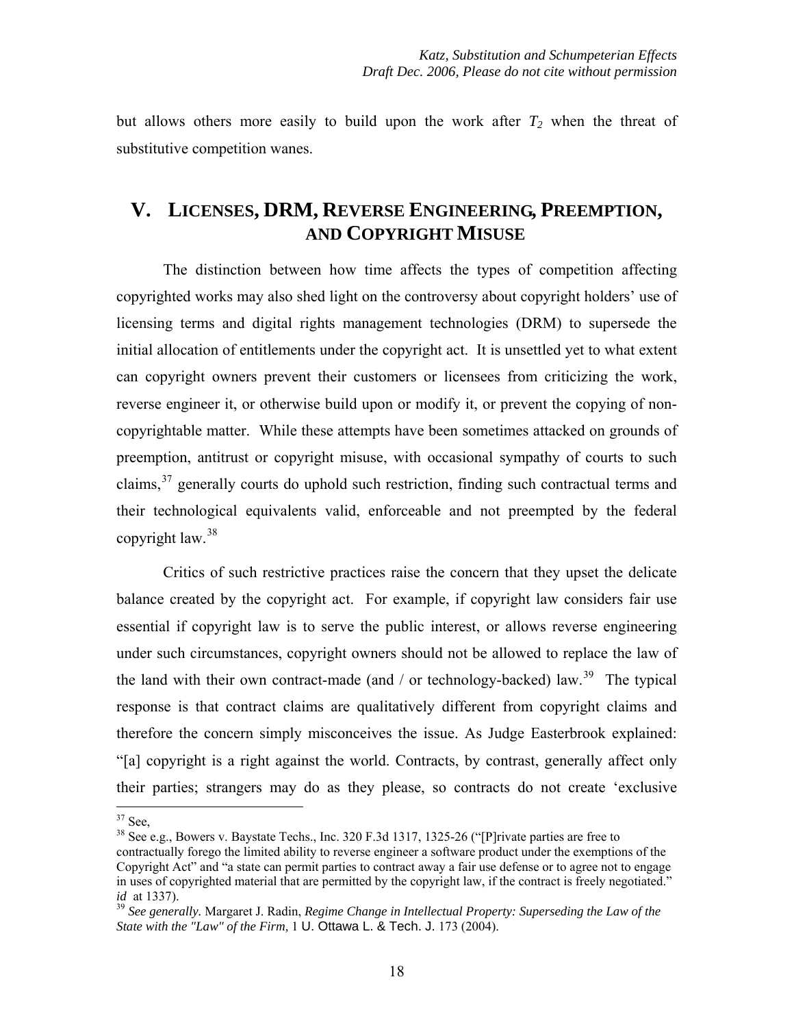but allows others more easily to build upon the work after $T_2$ when the threat of substitutive competition wanes.

## V. LICENSES, DRM, REVERSE ENGINEERING, PREEMPTION, AND COPYRIGHT MISUSE

The distinction between how time affects the types of competition affecting copyrighted works may also shed light on the controversy about copyright holders' use of licensing terms and digital rights management technologies (DRM) to supersede the initial allocation of entitlements under the copyright act. It is unsettled yet to what extent can copyright owners prevent their customers or licensees from criticizing the work, reverse engineer it, or otherwise build upon or modify it, or prevent the copying of non-copyrightable matter. While these attempts have been sometimes attacked on grounds of preemption, antitrust or copyright misuse, with occasional sympathy of courts to such claims,[37] generally courts do uphold such restriction, finding such contractual terms and their technological equivalents valid, enforceable and not preempted by the federal copyright law.[38]

Critics of such restrictive practices raise the concern that they upset the delicate balance created by the copyright act. For example, if copyright law considers fair use essential if copyright law is to serve the public interest, or allows reverse engineering under such circumstances, copyright owners should not be allowed to replace the law of the land with their own contract-made (and / or technology-backed) law.[39] The typical response is that contract claims are qualitatively different from copyright claims and therefore the concern simply misconceives the issue. As Judge Easterbrook explained: "[a] copyright is a right against the world. Contracts, by contrast, generally affect only their parties; strangers may do as they please, so contracts do not create 'exclusive

---

[37] See,

[38] See e.g., Bowers v. Baystate Techs., Inc. 320 F.3d 1317, 1325-26 ("[P]rivate parties are free to contractually forego the limited ability to reverse engineer a software product under the exemptions of the Copyright Act" and "a state can permit parties to contract away a fair use defense or to agree not to engage in uses of copyrighted material that are permitted by the copyright law, if the contract is freely negotiated." *id* at 1337).

[39] *See generally.* Margaret J. Radin, *Regime Change in Intellectual Property: Superseding the Law of the State with the "Law" of the Firm,* 1 U. Ottawa L. & Tech. J. 173 (2004).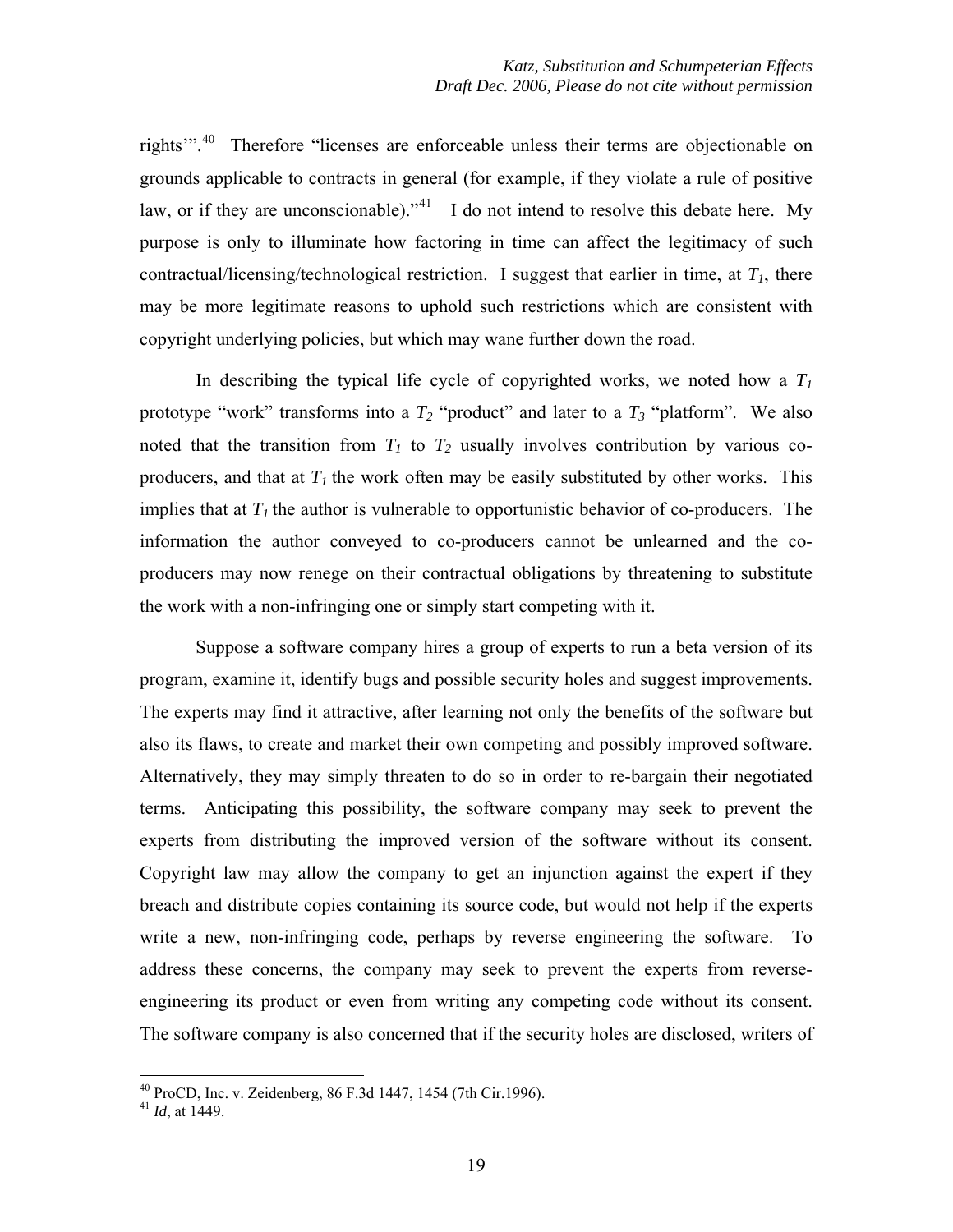rights'".[40] Therefore "licenses are enforceable unless their terms are objectionable on grounds applicable to contracts in general (for example, if they violate a rule of positive law, or if they are unconscionable)."[41] I do not intend to resolve this debate here. My purpose is only to illuminate how factoring in time can affect the legitimacy of such contractual/licensing/technological restriction. I suggest that earlier in time, at $T_1$, there may be more legitimate reasons to uphold such restrictions which are consistent with copyright underlying policies, but which may wane further down the road.

In describing the typical life cycle of copyrighted works, we noted how a $T_1$ prototype "work" transforms into a $T_2$ "product" and later to a $T_3$ "platform". We also noted that the transition from $T_1$ to $T_2$ usually involves contribution by various co-producers, and that at $T_1$ the work often may be easily substituted by other works. This implies that at $T_1$ the author is vulnerable to opportunistic behavior of co-producers. The information the author conveyed to co-producers cannot be unlearned and the co-producers may now renege on their contractual obligations by threatening to substitute the work with a non-infringing one or simply start competing with it.

Suppose a software company hires a group of experts to run a beta version of its program, examine it, identify bugs and possible security holes and suggest improvements. The experts may find it attractive, after learning not only the benefits of the software but also its flaws, to create and market their own competing and possibly improved software. Alternatively, they may simply threaten to do so in order to re-bargain their negotiated terms. Anticipating this possibility, the software company may seek to prevent the experts from distributing the improved version of the software without its consent. Copyright law may allow the company to get an injunction against the expert if they breach and distribute copies containing its source code, but would not help if the experts write a new, non-infringing code, perhaps by reverse engineering the software. To address these concerns, the company may seek to prevent the experts from reverse-engineering its product or even from writing any competing code without its consent. The software company is also concerned that if the security holes are disclosed, writers of

---

[40] ProCD, Inc. v. Zeidenberg, 86 F.3d 1447, 1454 (7th Cir.1996).

[41] *Id*, at 1449.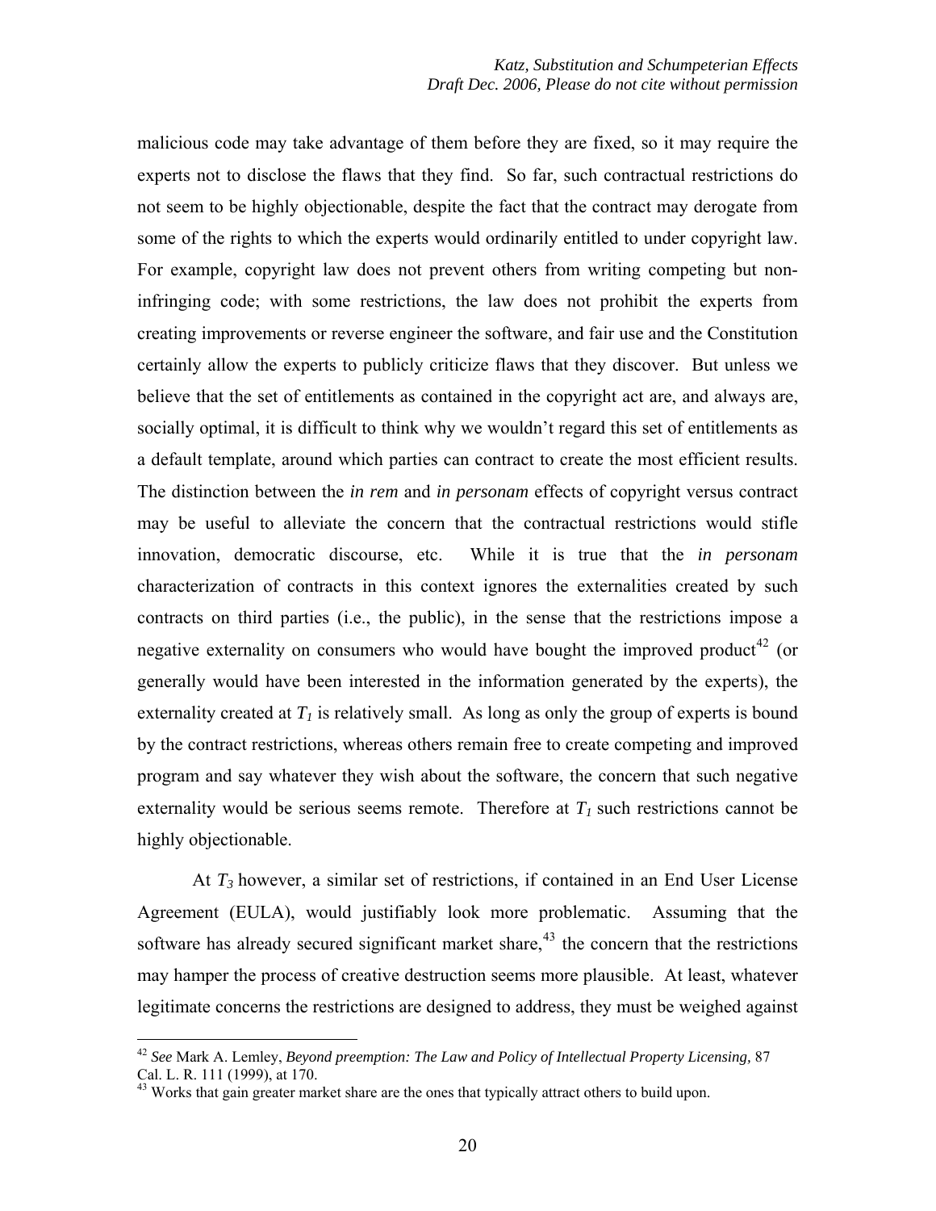malicious code may take advantage of them before they are fixed, so it may require the experts not to disclose the flaws that they find. So far, such contractual restrictions do not seem to be highly objectionable, despite the fact that the contract may derogate from some of the rights to which the experts would ordinarily entitled to under copyright law. For example, copyright law does not prevent others from writing competing but non-infringing code; with some restrictions, the law does not prohibit the experts from creating improvements or reverse engineer the software, and fair use and the Constitution certainly allow the experts to publicly criticize flaws that they discover. But unless we believe that the set of entitlements as contained in the copyright act are, and always are, socially optimal, it is difficult to think why we wouldn't regard this set of entitlements as a default template, around which parties can contract to create the most efficient results. The distinction between the *in rem* and *in personam* effects of copyright versus contract may be useful to alleviate the concern that the contractual restrictions would stifle innovation, democratic discourse, etc. While it is true that the *in personam* characterization of contracts in this context ignores the externalities created by such contracts on third parties (i.e., the public), in the sense that the restrictions impose a negative externality on consumers who would have bought the improved product[42] (or generally would have been interested in the information generated by the experts), the externality created at $T_1$ is relatively small. As long as only the group of experts is bound by the contract restrictions, whereas others remain free to create competing and improved program and say whatever they wish about the software, the concern that such negative externality would be serious seems remote. Therefore at $T_1$ such restrictions cannot be highly objectionable.

At $T_3$ however, a similar set of restrictions, if contained in an End User License Agreement (EULA), would justifiably look more problematic. Assuming that the software has already secured significant market share,[43] the concern that the restrictions may hamper the process of creative destruction seems more plausible. At least, whatever legitimate concerns the restrictions are designed to address, they must be weighed against

---

[42] *See* Mark A. Lemley, *Beyond preemption: The Law and Policy of Intellectual Property Licensing*, 87 Cal. L. R. 111 (1999), at 170.

[43] Works that gain greater market share are the ones that typically attract others to build upon.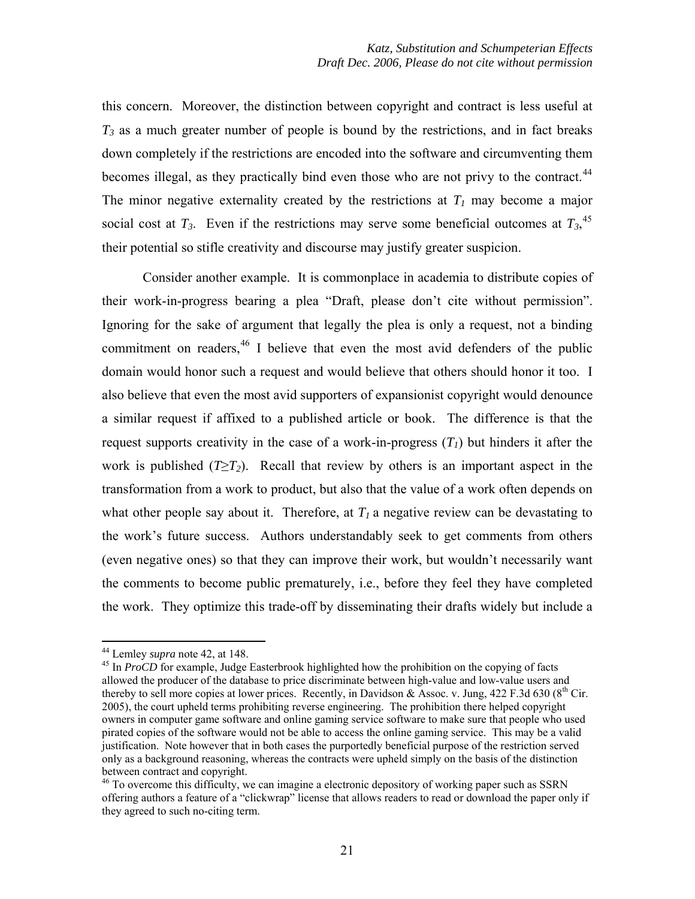this concern. Moreover, the distinction between copyright and contract is less useful at $T_3$ as a much greater number of people is bound by the restrictions, and in fact breaks down completely if the restrictions are encoded into the software and circumventing them becomes illegal, as they practically bind even those who are not privy to the contract.[44] The minor negative externality created by the restrictions at $T_1$ may become a major social cost at $T_3$. Even if the restrictions may serve some beneficial outcomes at $T_3$,[45] their potential so stifle creativity and discourse may justify greater suspicion.

Consider another example. It is commonplace in academia to distribute copies of their work-in-progress bearing a plea "Draft, please don't cite without permission". Ignoring for the sake of argument that legally the plea is only a request, not a binding commitment on readers,[46] I believe that even the most avid defenders of the public domain would honor such a request and would believe that others should honor it too. I also believe that even the most avid supporters of expansionist copyright would denounce a similar request if affixed to a published article or book. The difference is that the request supports creativity in the case of a work-in-progress ($T_1$) but hinders it after the work is published ($T \geq T_2$). Recall that review by others is an important aspect in the transformation from a work to product, but also that the value of a work often depends on what other people say about it. Therefore, at $T_1$ a negative review can be devastating to the work's future success. Authors understandably seek to get comments from others (even negative ones) so that they can improve their work, but wouldn't necessarily want the comments to become public prematurely, i.e., before they feel they have completed the work. They optimize this trade-off by disseminating their drafts widely but include a

---

[44] Lemley *supra* note 42, at 148.

[45] In *ProCD* for example, Judge Easterbrook highlighted how the prohibition on the copying of facts allowed the producer of the database to price discriminate between high-value and low-value users and thereby to sell more copies at lower prices. Recently, in Davidson & Assoc. v. Jung, 422 F.3d 630 (8th Cir. 2005), the court upheld terms prohibiting reverse engineering. The prohibition there helped copyright owners in computer game software and online gaming service software to make sure that people who used pirated copies of the software would not be able to access the online gaming service. This may be a valid justification. Note however that in both cases the purportedly beneficial purpose of the restriction served only as a background reasoning, whereas the contracts were upheld simply on the basis of the distinction between contract and copyright.

[46] To overcome this difficulty, we can imagine a electronic depository of working paper such as SSRN offering authors a feature of a "clickwrap" license that allows readers to read or download the paper only if they agreed to such no-citing term.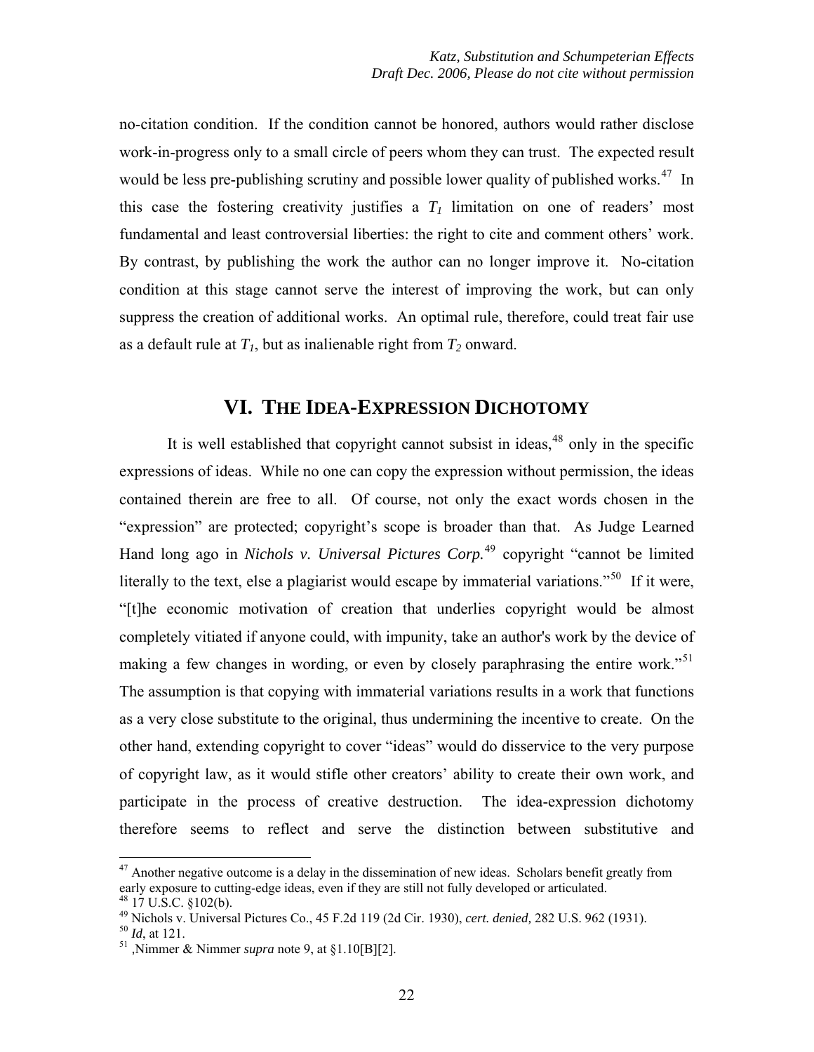no-citation condition. If the condition cannot be honored, authors would rather disclose work-in-progress only to a small circle of peers whom they can trust. The expected result would be less pre-publishing scrutiny and possible lower quality of published works.[47] In this case the fostering creativity justifies a $T_1$ limitation on one of readers' most fundamental and least controversial liberties: the right to cite and comment others' work. By contrast, by publishing the work the author can no longer improve it. No-citation condition at this stage cannot serve the interest of improving the work, but can only suppress the creation of additional works. An optimal rule, therefore, could treat fair use as a default rule at $T_1$, but as inalienable right from $T_2$ onward.

## VI. THE IDEA-EXPRESSION DICHOTOMY

It is well established that copyright cannot subsist in ideas,[48] only in the specific expressions of ideas. While no one can copy the expression without permission, the ideas contained therein are free to all. Of course, not only the exact words chosen in the "expression" are protected; copyright's scope is broader than that. As Judge Learned Hand long ago in *Nichols v. Universal Pictures Corp.*[49] copyright "cannot be limited literally to the text, else a plagiarist would escape by immaterial variations."[50] If it were, "[t]he economic motivation of creation that underlies copyright would be almost completely vitiated if anyone could, with impunity, take an author's work by the device of making a few changes in wording, or even by closely paraphrasing the entire work."[51] The assumption is that copying with immaterial variations results in a work that functions as a very close substitute to the original, thus undermining the incentive to create. On the other hand, extending copyright to cover "ideas" would do disservice to the very purpose of copyright law, as it would stifle other creators' ability to create their own work, and participate in the process of creative destruction. The idea-expression dichotomy therefore seems to reflect and serve the distinction between substitutive and

---

[47] Another negative outcome is a delay in the dissemination of new ideas. Scholars benefit greatly from early exposure to cutting-edge ideas, even if they are still not fully developed or articulated.

[48] 17 U.S.C. §102(b).

[49] Nichols v. Universal Pictures Co., 45 F.2d 119 (2d Cir. 1930), *cert. denied,* 282 U.S. 962 (1931).

[50] *Id*, at 121.

[51] ,Nimmer & Nimmer *supra* note 9, at §1.10[B][2].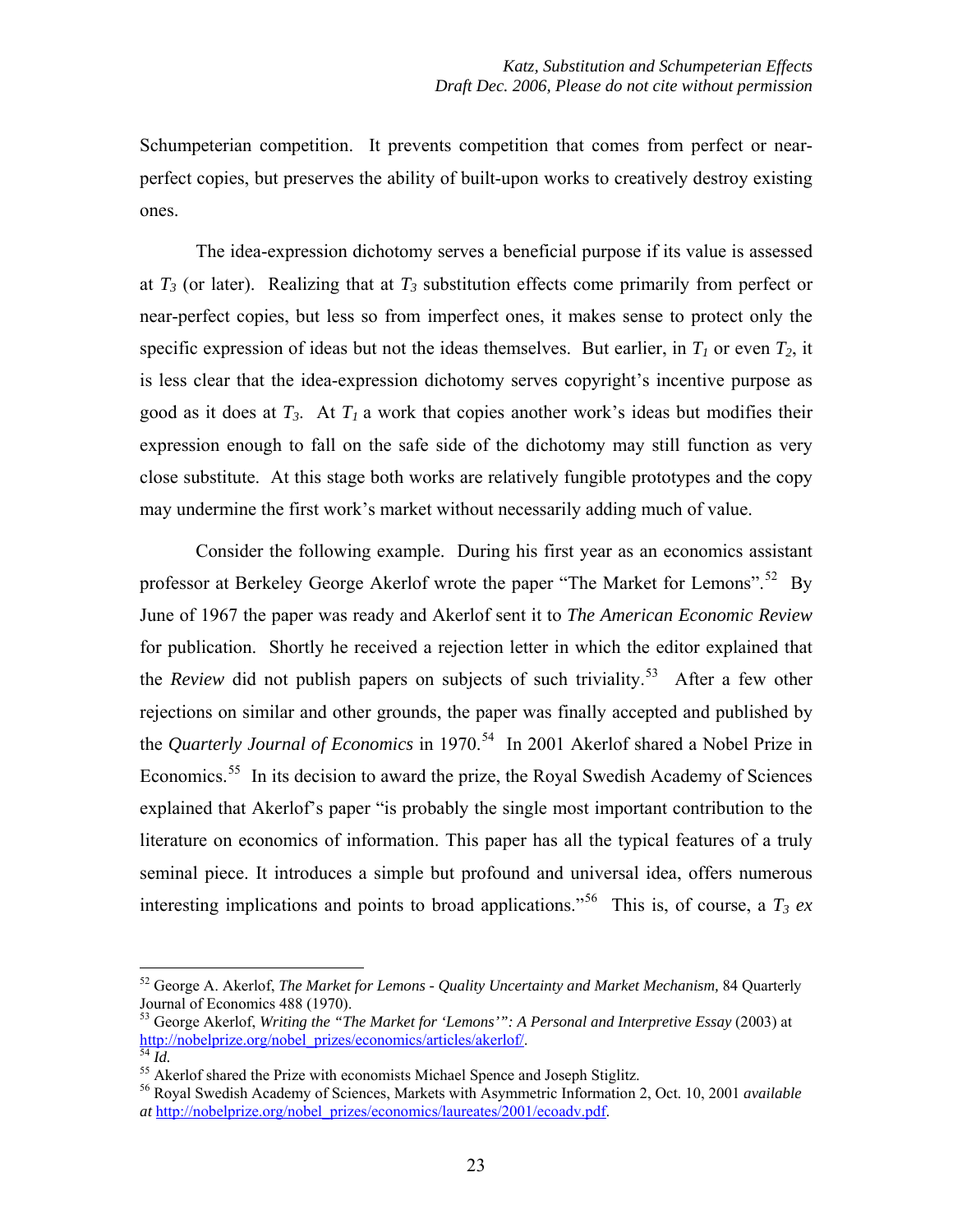Schumpeterian competition. It prevents competition that comes from perfect or near-perfect copies, but preserves the ability of built-upon works to creatively destroy existing ones.

The idea-expression dichotomy serves a beneficial purpose if its value is assessed at $T_3$ (or later). Realizing that at $T_3$ substitution effects come primarily from perfect or near-perfect copies, but less so from imperfect ones, it makes sense to protect only the specific expression of ideas but not the ideas themselves. But earlier, in $T_1$ or even $T_2$, it is less clear that the idea-expression dichotomy serves copyright's incentive purpose as good as it does at $T_3$. At $T_1$ a work that copies another work's ideas but modifies their expression enough to fall on the safe side of the dichotomy may still function as very close substitute. At this stage both works are relatively fungible prototypes and the copy may undermine the first work's market without necessarily adding much of value.

Consider the following example. During his first year as an economics assistant professor at Berkeley George Akerlof wrote the paper "The Market for Lemons".[52] By June of 1967 the paper was ready and Akerlof sent it to *The American Economic Review* for publication. Shortly he received a rejection letter in which the editor explained that the *Review* did not publish papers on subjects of such triviality.[53] After a few other rejections on similar and other grounds, the paper was finally accepted and published by the *Quarterly Journal of Economics* in 1970.[54] In 2001 Akerlof shared a Nobel Prize in Economics.[55] In its decision to award the prize, the Royal Swedish Academy of Sciences explained that Akerlof's paper "is probably the single most important contribution to the literature on economics of information. This paper has all the typical features of a truly seminal piece. It introduces a simple but profound and universal idea, offers numerous interesting implications and points to broad applications."[56] This is, of course, a $T_3$ *ex*

---

[52] George A. Akerlof, *The Market for Lemons - Quality Uncertainty and Market Mechanism,* 84 Quarterly Journal of Economics 488 (1970).

[53] George Akerlof, *Writing the "The Market for 'Lemons'": A Personal and Interpretive Essay* (2003) at http://nobelprize.org/nobel_prizes/economics/articles/akerlof/.

[54] *Id.*

[55] Akerlof shared the Prize with economists Michael Spence and Joseph Stiglitz.

[56] Royal Swedish Academy of Sciences, Markets with Asymmetric Information 2, Oct. 10, 2001 *available at* http://nobelprize.org/nobel_prizes/economics/laureates/2001/ecoadv.pdf.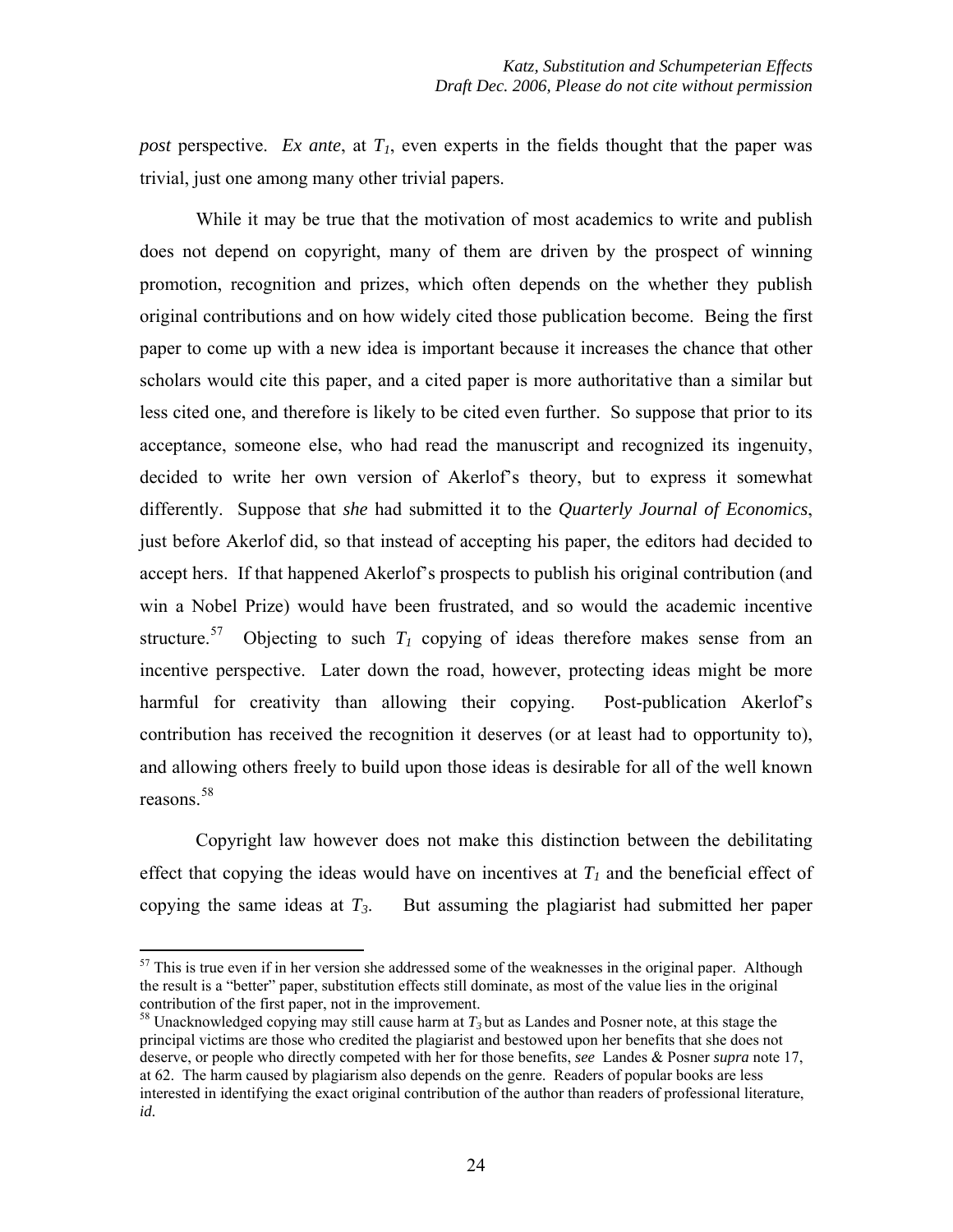*post* perspective. *Ex ante*, at $T_1$, even experts in the fields thought that the paper was trivial, just one among many other trivial papers.

While it may be true that the motivation of most academics to write and publish does not depend on copyright, many of them are driven by the prospect of winning promotion, recognition and prizes, which often depends on the whether they publish original contributions and on how widely cited those publication become. Being the first paper to come up with a new idea is important because it increases the chance that other scholars would cite this paper, and a cited paper is more authoritative than a similar but less cited one, and therefore is likely to be cited even further. So suppose that prior to its acceptance, someone else, who had read the manuscript and recognized its ingenuity, decided to write her own version of Akerlof's theory, but to express it somewhat differently. Suppose that *she* had submitted it to the *Quarterly Journal of Economics*, just before Akerlof did, so that instead of accepting his paper, the editors had decided to accept hers. If that happened Akerlof's prospects to publish his original contribution (and win a Nobel Prize) would have been frustrated, and so would the academic incentive structure.[57] Objecting to such $T_1$ copying of ideas therefore makes sense from an incentive perspective. Later down the road, however, protecting ideas might be more harmful for creativity than allowing their copying. Post-publication Akerlof's contribution has received the recognition it deserves (or at least had to opportunity to), and allowing others freely to build upon those ideas is desirable for all of the well known reasons.[58]

Copyright law however does not make this distinction between the debilitating effect that copying the ideas would have on incentives at $T_1$ and the beneficial effect of copying the same ideas at $T_3$. But assuming the plagiarist had submitted her paper

---

[57] This is true even if in her version she addressed some of the weaknesses in the original paper. Although the result is a "better" paper, substitution effects still dominate, as most of the value lies in the original contribution of the first paper, not in the improvement.

[58] Unacknowledged copying may still cause harm at $T_3$ but as Landes and Posner note, at this stage the principal victims are those who credited the plagiarist and bestowed upon her benefits that she does not deserve, or people who directly competed with her for those benefits, *see* Landes & Posner *supra* note 17, at 62. The harm caused by plagiarism also depends on the genre. Readers of popular books are less interested in identifying the exact original contribution of the author than readers of professional literature, *id.*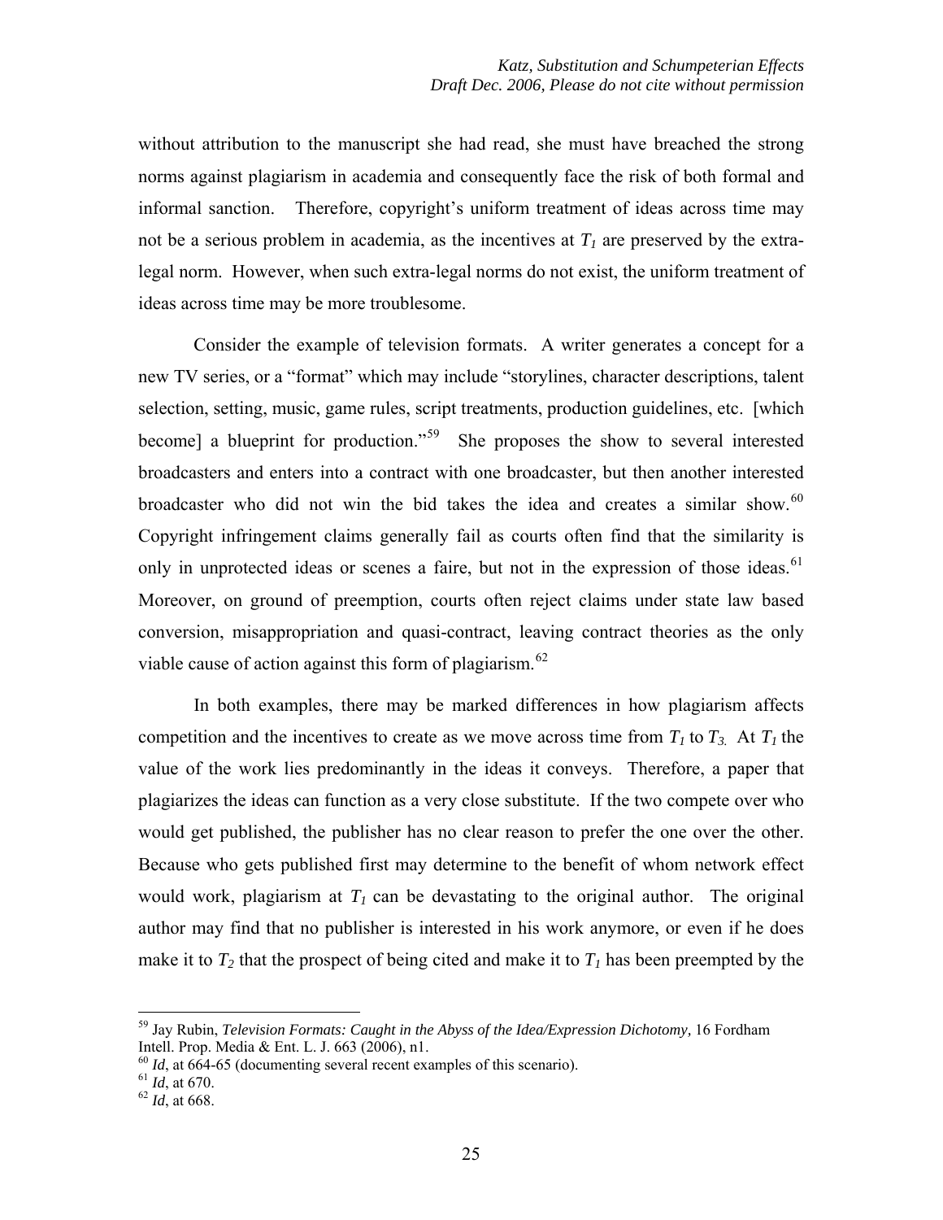without attribution to the manuscript she had read, she must have breached the strong norms against plagiarism in academia and consequently face the risk of both formal and informal sanction. Therefore, copyright's uniform treatment of ideas across time may not be a serious problem in academia, as the incentives at $T_1$ are preserved by the extra-legal norm. However, when such extra-legal norms do not exist, the uniform treatment of ideas across time may be more troublesome.

Consider the example of television formats. A writer generates a concept for a new TV series, or a "format" which may include "storylines, character descriptions, talent selection, setting, music, game rules, script treatments, production guidelines, etc. [which become] a blueprint for production."[59] She proposes the show to several interested broadcasters and enters into a contract with one broadcaster, but then another interested broadcaster who did not win the bid takes the idea and creates a similar show.[60] Copyright infringement claims generally fail as courts often find that the similarity is only in unprotected ideas or scenes a faire, but not in the expression of those ideas.[61] Moreover, on ground of preemption, courts often reject claims under state law based conversion, misappropriation and quasi-contract, leaving contract theories as the only viable cause of action against this form of plagiarism.[62]

In both examples, there may be marked differences in how plagiarism affects competition and the incentives to create as we move across time from $T_1$ to $T_3$. At $T_1$ the value of the work lies predominantly in the ideas it conveys. Therefore, a paper that plagiarizes the ideas can function as a very close substitute. If the two compete over who would get published, the publisher has no clear reason to prefer the one over the other. Because who gets published first may determine to the benefit of whom network effect would work, plagiarism at $T_1$ can be devastating to the original author. The original author may find that no publisher is interested in his work anymore, or even if he does make it to $T_2$ that the prospect of being cited and make it to $T_1$ has been preempted by the

---

[59] Jay Rubin, *Television Formats: Caught in the Abyss of the Idea/Expression Dichotomy*, 16 Fordham Intell. Prop. Media & Ent. L. J. 663 (2006), n1.

[60] *Id*, at 664-65 (documenting several recent examples of this scenario).

[61] *Id*, at 670.

[62] *Id*, at 668.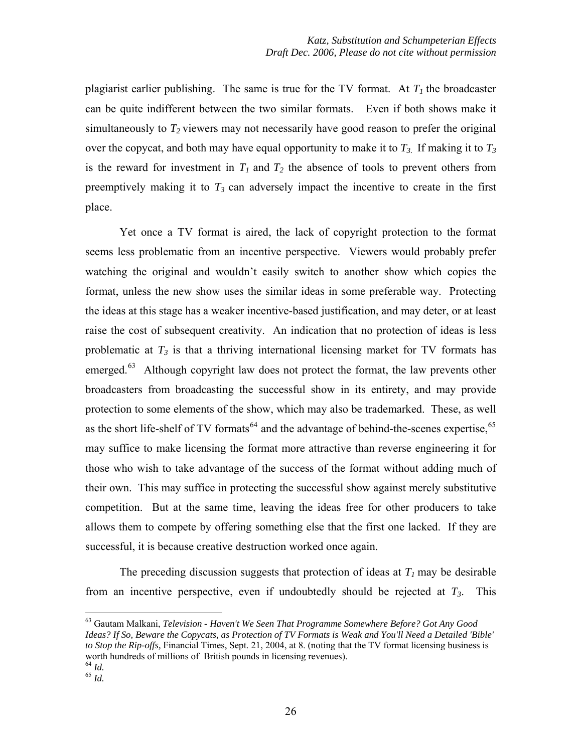plagiarist earlier publishing. The same is true for the TV format. At $T_1$ the broadcaster can be quite indifferent between the two similar formats. Even if both shows make it simultaneously to $T_2$ viewers may not necessarily have good reason to prefer the original over the copycat, and both may have equal opportunity to make it to $T_3$. If making it to $T_3$ is the reward for investment in $T_1$ and $T_2$ the absence of tools to prevent others from preemptively making it to $T_3$ can adversely impact the incentive to create in the first place.

Yet once a TV format is aired, the lack of copyright protection to the format seems less problematic from an incentive perspective. Viewers would probably prefer watching the original and wouldn't easily switch to another show which copies the format, unless the new show uses the similar ideas in some preferable way. Protecting the ideas at this stage has a weaker incentive-based justification, and may deter, or at least raise the cost of subsequent creativity. An indication that no protection of ideas is less problematic at $T_3$ is that a thriving international licensing market for TV formats has emerged.[63] Although copyright law does not protect the format, the law prevents other broadcasters from broadcasting the successful show in its entirety, and may provide protection to some elements of the show, which may also be trademarked. These, as well as the short life-shelf of TV formats[64] and the advantage of behind-the-scenes expertise,[65] may suffice to make licensing the format more attractive than reverse engineering it for those who wish to take advantage of the success of the format without adding much of their own. This may suffice in protecting the successful show against merely substitutive competition. But at the same time, leaving the ideas free for other producers to take allows them to compete by offering something else that the first one lacked. If they are successful, it is because creative destruction worked once again.

The preceding discussion suggests that protection of ideas at $T_1$ may be desirable from an incentive perspective, even if undoubtedly should be rejected at $T_3$. This

---

[63] Gautam Malkani, *Television - Haven't We Seen That Programme Somewhere Before? Got Any Good Ideas? If So, Beware the Copycats, as Protection of TV Formats is Weak and You'll Need a Detailed 'Bible' to Stop the Rip-offs,* Financial Times, Sept. 21, 2004, at 8. (noting that the TV format licensing business is worth hundreds of millions of British pounds in licensing revenues).

[64] *Id.*

[65] *Id.*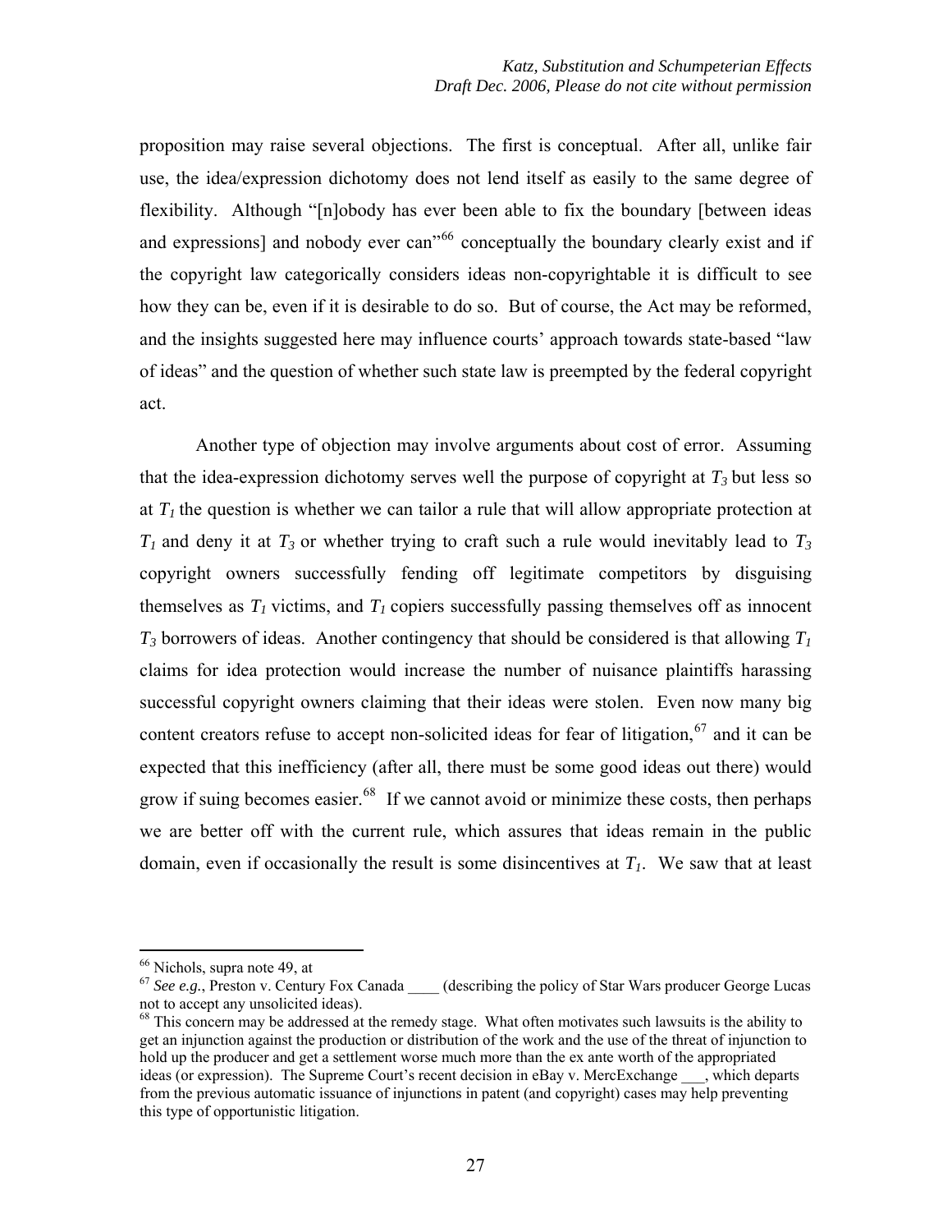proposition may raise several objections. The first is conceptual. After all, unlike fair use, the idea/expression dichotomy does not lend itself as easily to the same degree of flexibility. Although "[n]obody has ever been able to fix the boundary [between ideas and expressions] and nobody ever can"[66] conceptually the boundary clearly exist and if the copyright law categorically considers ideas non-copyrightable it is difficult to see how they can be, even if it is desirable to do so. But of course, the Act may be reformed, and the insights suggested here may influence courts' approach towards state-based "law of ideas" and the question of whether such state law is preempted by the federal copyright act.

Another type of objection may involve arguments about cost of error. Assuming that the idea-expression dichotomy serves well the purpose of copyright at $T_3$ but less so at $T_1$ the question is whether we can tailor a rule that will allow appropriate protection at $T_1$ and deny it at $T_3$ or whether trying to craft such a rule would inevitably lead to $T_3$ copyright owners successfully fending off legitimate competitors by disguising themselves as $T_1$ victims, and $T_1$ copiers successfully passing themselves off as innocent $T_3$ borrowers of ideas. Another contingency that should be considered is that allowing $T_1$ claims for idea protection would increase the number of nuisance plaintiffs harassing successful copyright owners claiming that their ideas were stolen. Even now many big content creators refuse to accept non-solicited ideas for fear of litigation,[67] and it can be expected that this inefficiency (after all, there must be some good ideas out there) would grow if suing becomes easier.[68] If we cannot avoid or minimize these costs, then perhaps we are better off with the current rule, which assures that ideas remain in the public domain, even if occasionally the result is some disincentives at $T_1$. We saw that at least

---

[66] Nichols, supra note 49, at

[67] *See e.g.*, Preston v. Century Fox Canada ____ (describing the policy of Star Wars producer George Lucas not to accept any unsolicited ideas).

[68] This concern may be addressed at the remedy stage. What often motivates such lawsuits is the ability to get an injunction against the production or distribution of the work and the use of the threat of injunction to hold up the producer and get a settlement worse much more than the ex ante worth of the appropriated ideas (or expression). The Supreme Court's recent decision in eBay v. MercExchange ___, which departs from the previous automatic issuance of injunctions in patent (and copyright) cases may help preventing this type of opportunistic litigation.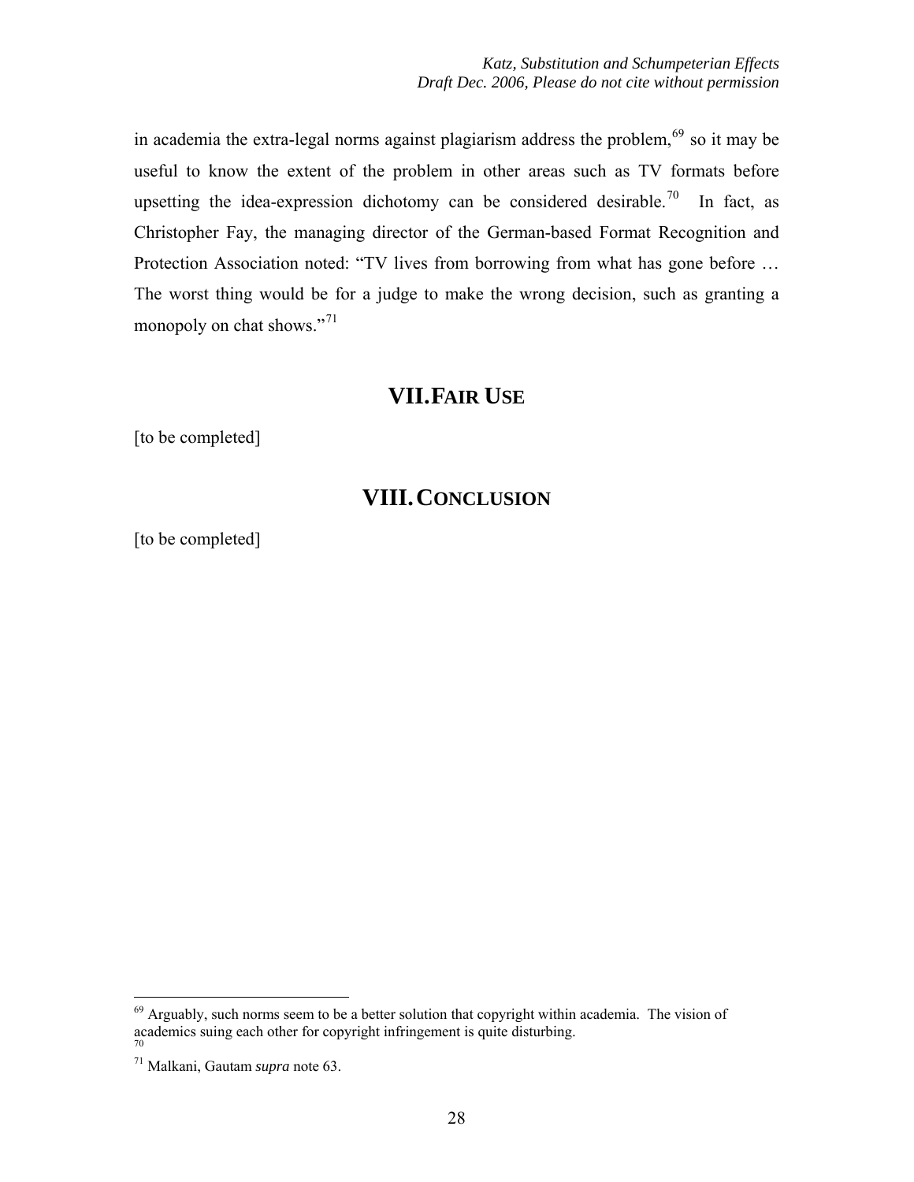in academia the extra-legal norms against plagiarism address the problem,[69] so it may be useful to know the extent of the problem in other areas such as TV formats before upsetting the idea-expression dichotomy can be considered desirable.[70] In fact, as Christopher Fay, the managing director of the German-based Format Recognition and Protection Association noted: "TV lives from borrowing from what has gone before … The worst thing would be for a judge to make the wrong decision, such as granting a monopoly on chat shows."[71]

## VII. FAIR USE

[to be completed]

## VIII. CONCLUSION

[to be completed]

---

[69] Arguably, such norms seem to be a better solution that copyright within academia. The vision of academics suing each other for copyright infringement is quite disturbing.

[70]

[71] Malkani, Gautam *supra* note 63.